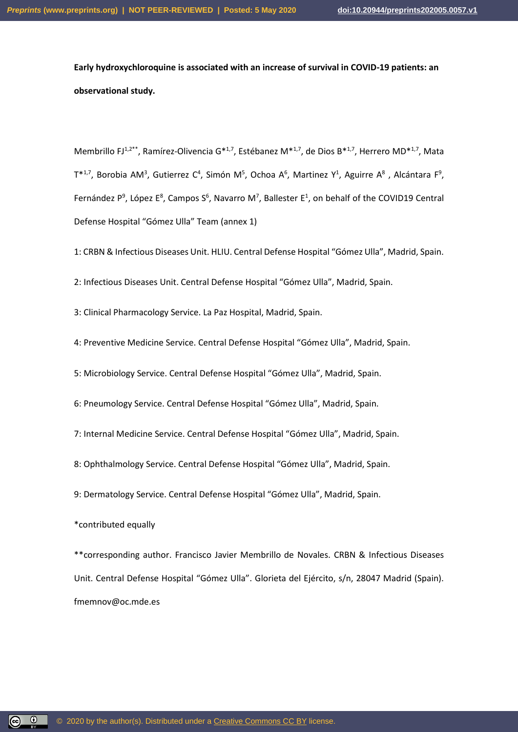**Early hydroxychloroquine is associated with an increase of survival in COVID-19 patients: an observational study.**

Membrillo FJ[1,2**], Ramírez-Olivencia G*[1,7], Estébanez M*[1,7], de Dios B*[1,7], Herrero MD*[1,7], Mata T*[1,7], Borobia AM[3], Gutierrez C[4], Simón M[5], Ochoa A[6], Martinez Y[1], Aguirre A[8], Alcántara F[9], Fernández P[9], López E[8], Campos S[6], Navarro M[7], Ballester E[1], on behalf of the COVID19 Central Defense Hospital "Gómez Ulla" Team (annex 1)

1: CRBN & Infectious Diseases Unit. HLIU. Central Defense Hospital "Gómez Ulla", Madrid, Spain.

2: Infectious Diseases Unit. Central Defense Hospital "Gómez Ulla", Madrid, Spain.

3: Clinical Pharmacology Service. La Paz Hospital, Madrid, Spain.

4: Preventive Medicine Service. Central Defense Hospital "Gómez Ulla", Madrid, Spain.

5: Microbiology Service. Central Defense Hospital "Gómez Ulla", Madrid, Spain.

6: Pneumology Service. Central Defense Hospital "Gómez Ulla", Madrid, Spain.

7: Internal Medicine Service. Central Defense Hospital "Gómez Ulla", Madrid, Spain.

8: Ophthalmology Service. Central Defense Hospital "Gómez Ulla", Madrid, Spain.

9: Dermatology Service. Central Defense Hospital "Gómez Ulla", Madrid, Spain.

*contributed equally

**corresponding author. Francisco Javier Membrillo de Novales. CRBN & Infectious Diseases Unit. Central Defense Hospital "Gómez Ulla". Glorieta del Ejército, s/n, 28047 Madrid (Spain). fmemnov@oc.mde.es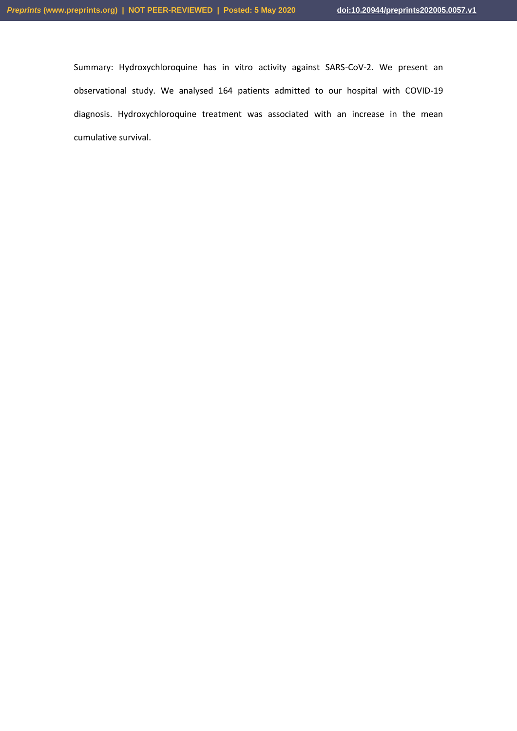Summary: Hydroxychloroquine has in vitro activity against SARS-CoV-2. We present an observational study. We analysed 164 patients admitted to our hospital with COVID-19 diagnosis. Hydroxychloroquine treatment was associated with an increase in the mean cumulative survival.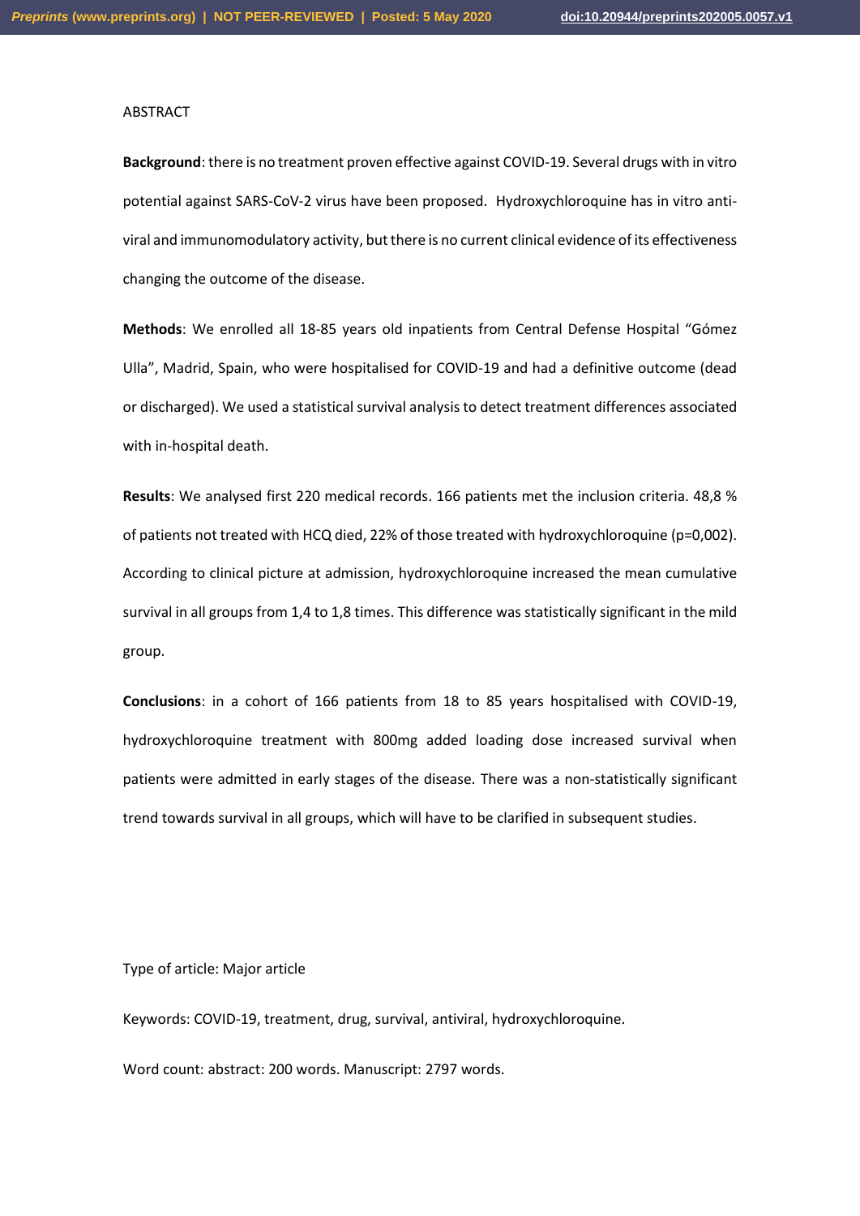ABSTRACT

**Background**: there is no treatment proven effective against COVID-19. Several drugs with in vitro potential against SARS-CoV-2 virus have been proposed. Hydroxychloroquine has in vitro anti-viral and immunomodulatory activity, but there is no current clinical evidence of its effectiveness changing the outcome of the disease.

**Methods**: We enrolled all 18-85 years old inpatients from Central Defense Hospital "Gómez Ulla", Madrid, Spain, who were hospitalised for COVID-19 and had a definitive outcome (dead or discharged). We used a statistical survival analysis to detect treatment differences associated with in-hospital death.

**Results**: We analysed first 220 medical records. 166 patients met the inclusion criteria. 48,8 % of patients not treated with HCQ died, 22% of those treated with hydroxychloroquine (p=0,002). According to clinical picture at admission, hydroxychloroquine increased the mean cumulative survival in all groups from 1,4 to 1,8 times. This difference was statistically significant in the mild group.

**Conclusions**: in a cohort of 166 patients from 18 to 85 years hospitalised with COVID-19, hydroxychloroquine treatment with 800mg added loading dose increased survival when patients were admitted in early stages of the disease. There was a non-statistically significant trend towards survival in all groups, which will have to be clarified in subsequent studies.

Type of article: Major article

Keywords: COVID-19, treatment, drug, survival, antiviral, hydroxychloroquine.

Word count: abstract: 200 words. Manuscript: 2797 words.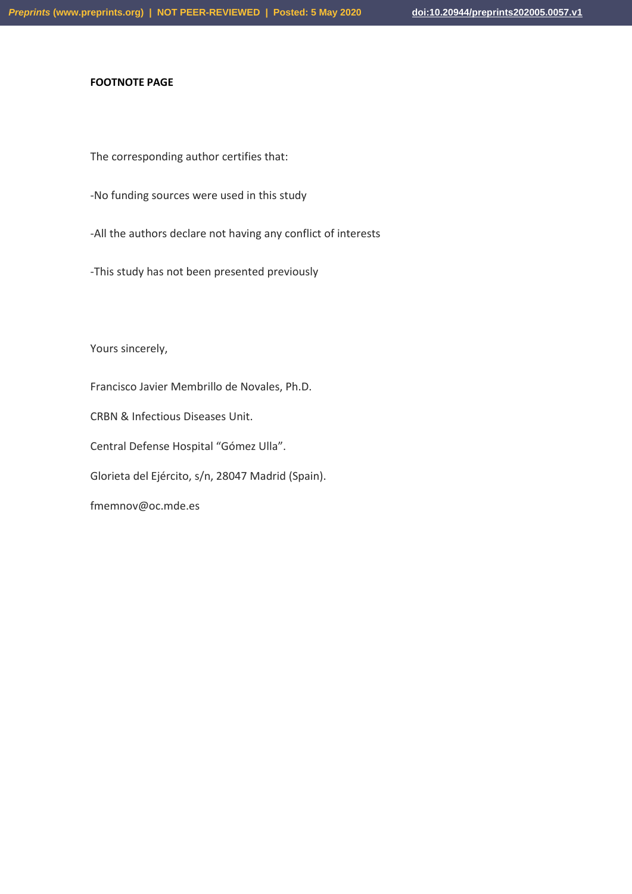**FOOTNOTE PAGE**

The corresponding author certifies that:

-No funding sources were used in this study

-All the authors declare not having any conflict of interests

-This study has not been presented previously

Yours sincerely,

Francisco Javier Membrillo de Novales, Ph.D.

CRBN & Infectious Diseases Unit.

Central Defense Hospital “Gómez Ulla”.

Glorieta del Ejército, s/n, 28047 Madrid (Spain).

fmemnov@oc.mde.es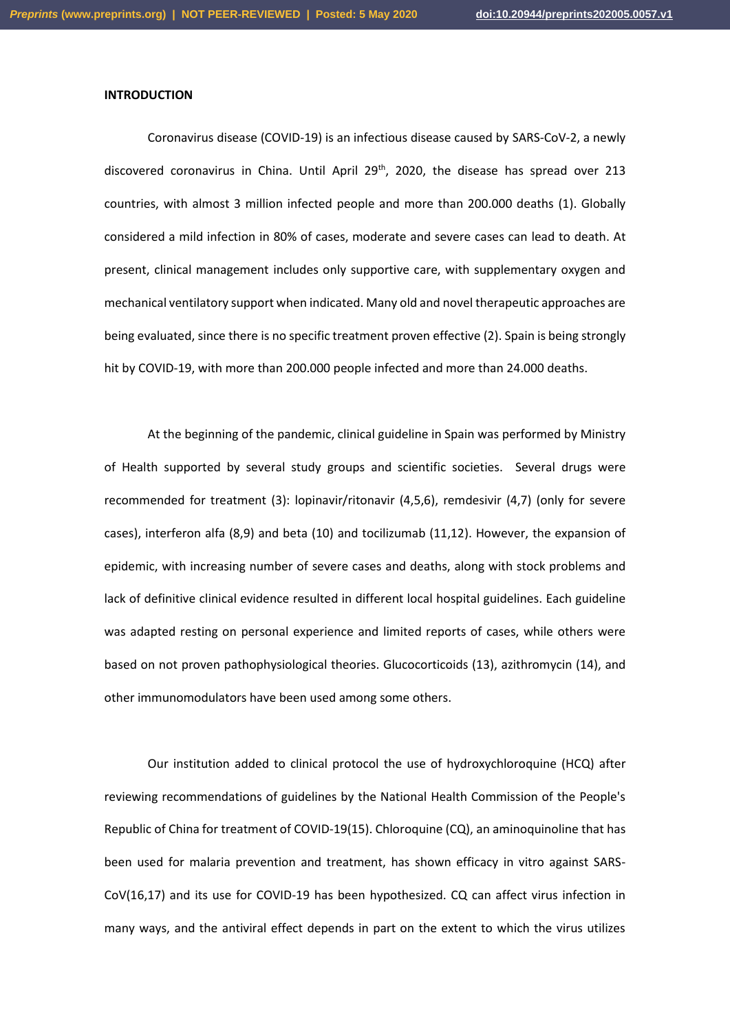**INTRODUCTION**

Coronavirus disease (COVID-19) is an infectious disease caused by SARS-CoV-2, a newly discovered coronavirus in China. Until April 29th, 2020, the disease has spread over 213 countries, with almost 3 million infected people and more than 200.000 deaths (1). Globally considered a mild infection in 80% of cases, moderate and severe cases can lead to death. At present, clinical management includes only supportive care, with supplementary oxygen and mechanical ventilatory support when indicated. Many old and novel therapeutic approaches are being evaluated, since there is no specific treatment proven effective (2). Spain is being strongly hit by COVID-19, with more than 200.000 people infected and more than 24.000 deaths.

At the beginning of the pandemic, clinical guideline in Spain was performed by Ministry of Health supported by several study groups and scientific societies. Several drugs were recommended for treatment (3): lopinavir/ritonavir (4,5,6), remdesivir (4,7) (only for severe cases), interferon alfa (8,9) and beta (10) and tocilizumab (11,12). However, the expansion of epidemic, with increasing number of severe cases and deaths, along with stock problems and lack of definitive clinical evidence resulted in different local hospital guidelines. Each guideline was adapted resting on personal experience and limited reports of cases, while others were based on not proven pathophysiological theories. Glucocorticoids (13), azithromycin (14), and other immunomodulators have been used among some others.

Our institution added to clinical protocol the use of hydroxychloroquine (HCQ) after reviewing recommendations of guidelines by the National Health Commission of the People's Republic of China for treatment of COVID-19(15). Chloroquine (CQ), an aminoquinoline that has been used for malaria prevention and treatment, has shown efficacy in vitro against SARS-CoV(16,17) and its use for COVID-19 has been hypothesized. CQ can affect virus infection in many ways, and the antiviral effect depends in part on the extent to which the virus utilizes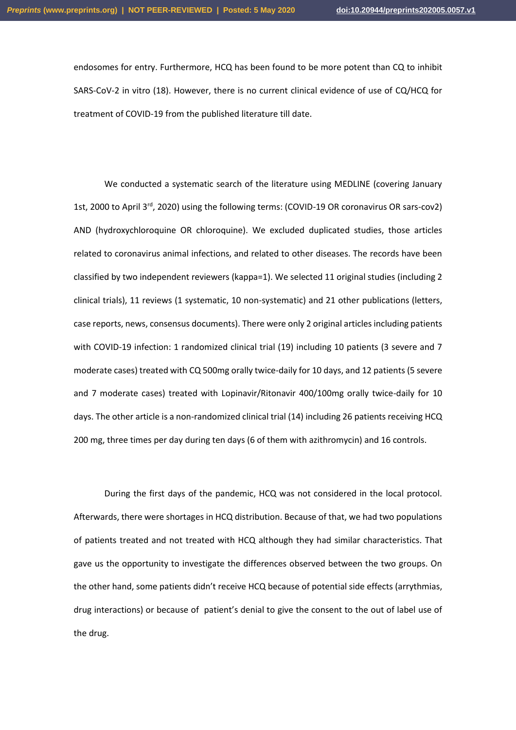endosomes for entry. Furthermore, HCQ has been found to be more potent than CQ to inhibit SARS-CoV-2 in vitro (18). However, there is no current clinical evidence of use of CQ/HCQ for treatment of COVID-19 from the published literature till date.

We conducted a systematic search of the literature using MEDLINE (covering January 1st, 2000 to April 3rd, 2020) using the following terms: (COVID-19 OR coronavirus OR sars-cov2) AND (hydroxychloroquine OR chloroquine). We excluded duplicated studies, those articles related to coronavirus animal infections, and related to other diseases. The records have been classified by two independent reviewers (kappa=1). We selected 11 original studies (including 2 clinical trials), 11 reviews (1 systematic, 10 non-systematic) and 21 other publications (letters, case reports, news, consensus documents). There were only 2 original articles including patients with COVID-19 infection: 1 randomized clinical trial (19) including 10 patients (3 severe and 7 moderate cases) treated with CQ 500mg orally twice-daily for 10 days, and 12 patients (5 severe and 7 moderate cases) treated with Lopinavir/Ritonavir 400/100mg orally twice-daily for 10 days. The other article is a non-randomized clinical trial (14) including 26 patients receiving HCQ 200 mg, three times per day during ten days (6 of them with azithromycin) and 16 controls.

During the first days of the pandemic, HCQ was not considered in the local protocol. Afterwards, there were shortages in HCQ distribution. Because of that, we had two populations of patients treated and not treated with HCQ although they had similar characteristics. That gave us the opportunity to investigate the differences observed between the two groups. On the other hand, some patients didn't receive HCQ because of potential side effects (arrythmias, drug interactions) or because of patient's denial to give the consent to the out of label use of the drug.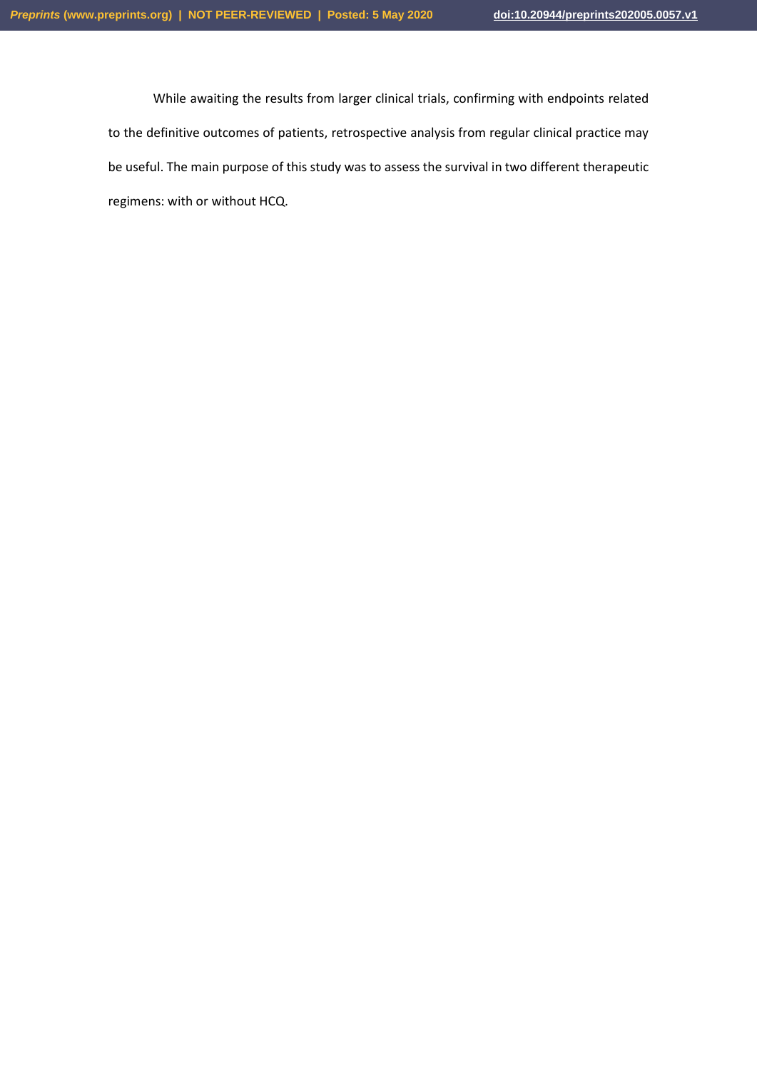While awaiting the results from larger clinical trials, confirming with endpoints related to the definitive outcomes of patients, retrospective analysis from regular clinical practice may be useful. The main purpose of this study was to assess the survival in two different therapeutic regimens: with or without HCQ.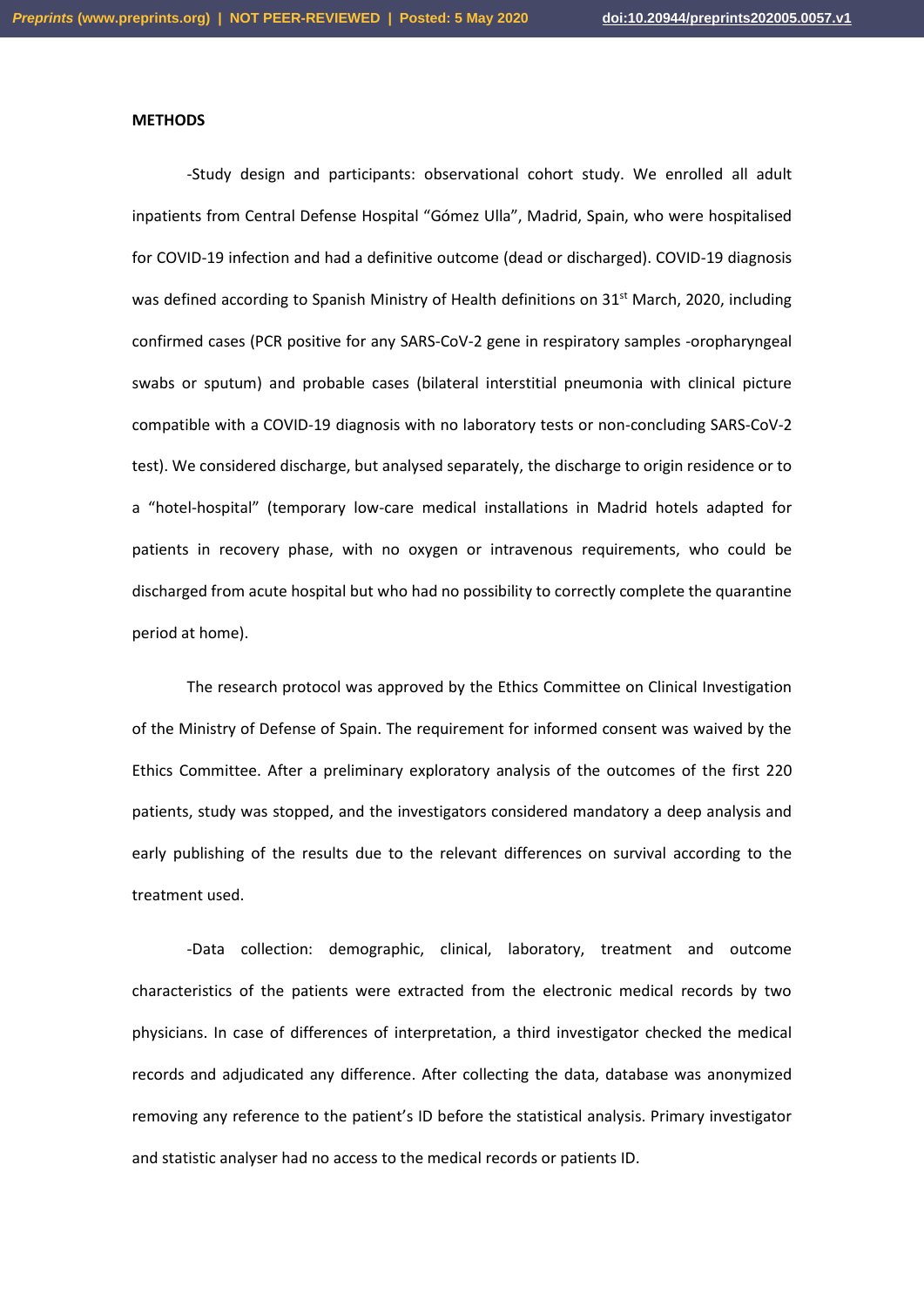**METHODS**

-Study design and participants: observational cohort study. We enrolled all adult inpatients from Central Defense Hospital "Gómez Ulla", Madrid, Spain, who were hospitalised for COVID-19 infection and had a definitive outcome (dead or discharged). COVID-19 diagnosis was defined according to Spanish Ministry of Health definitions on 31st March, 2020, including confirmed cases (PCR positive for any SARS-CoV-2 gene in respiratory samples -oropharyngeal swabs or sputum) and probable cases (bilateral interstitial pneumonia with clinical picture compatible with a COVID-19 diagnosis with no laboratory tests or non-concluding SARS-CoV-2 test). We considered discharge, but analysed separately, the discharge to origin residence or to a "hotel-hospital" (temporary low-care medical installations in Madrid hotels adapted for patients in recovery phase, with no oxygen or intravenous requirements, who could be discharged from acute hospital but who had no possibility to correctly complete the quarantine period at home).

The research protocol was approved by the Ethics Committee on Clinical Investigation of the Ministry of Defense of Spain. The requirement for informed consent was waived by the Ethics Committee. After a preliminary exploratory analysis of the outcomes of the first 220 patients, study was stopped, and the investigators considered mandatory a deep analysis and early publishing of the results due to the relevant differences on survival according to the treatment used.

-Data collection: demographic, clinical, laboratory, treatment and outcome characteristics of the patients were extracted from the electronic medical records by two physicians. In case of differences of interpretation, a third investigator checked the medical records and adjudicated any difference. After collecting the data, database was anonymized removing any reference to the patient's ID before the statistical analysis. Primary investigator and statistic analyser had no access to the medical records or patients ID.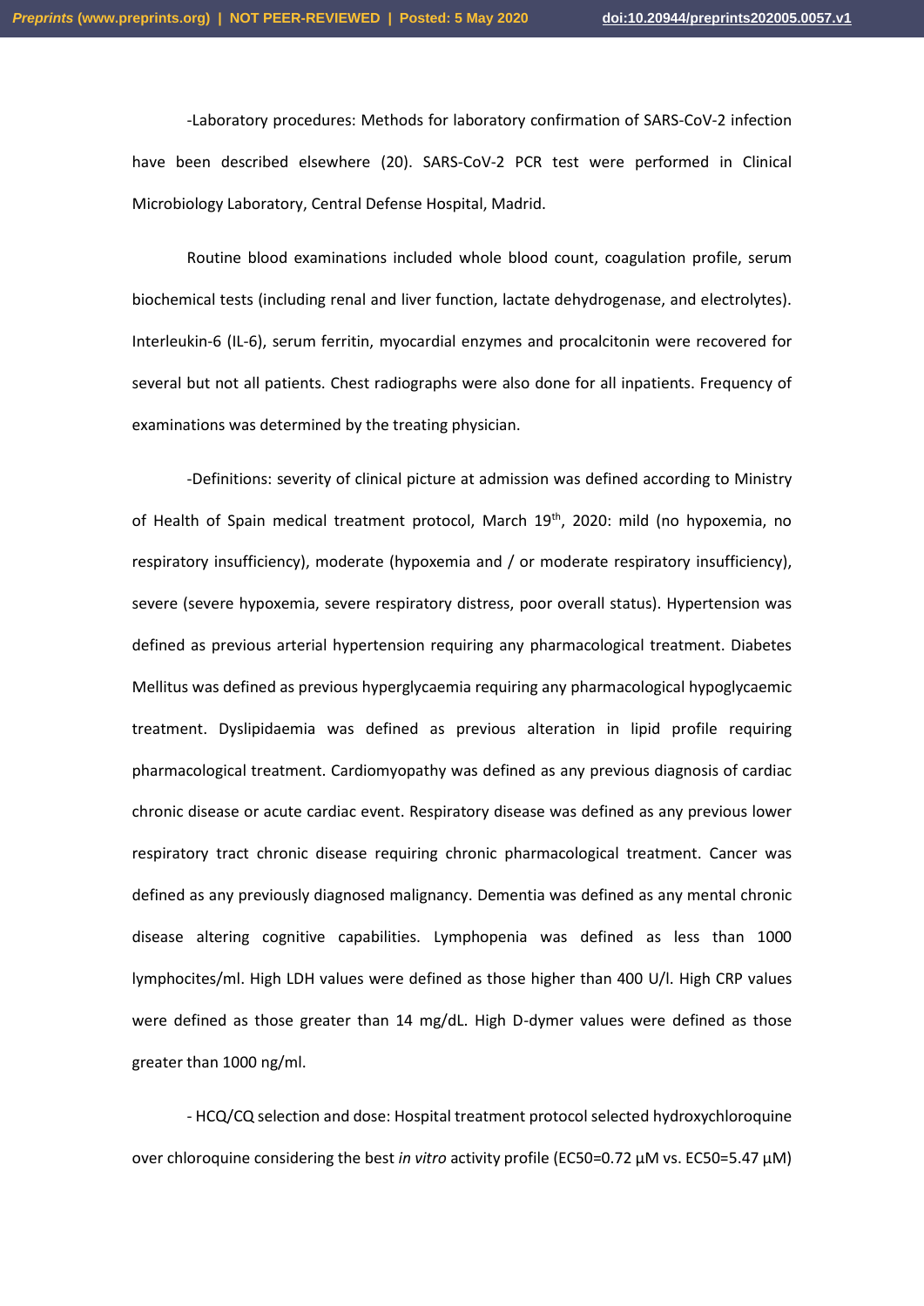-Laboratory procedures: Methods for laboratory confirmation of SARS-CoV-2 infection have been described elsewhere (20). SARS-CoV-2 PCR test were performed in Clinical Microbiology Laboratory, Central Defense Hospital, Madrid.

Routine blood examinations included whole blood count, coagulation profile, serum biochemical tests (including renal and liver function, lactate dehydrogenase, and electrolytes). Interleukin-6 (IL-6), serum ferritin, myocardial enzymes and procalcitonin were recovered for several but not all patients. Chest radiographs were also done for all inpatients. Frequency of examinations was determined by the treating physician.

-Definitions: severity of clinical picture at admission was defined according to Ministry of Health of Spain medical treatment protocol, March 19th, 2020: mild (no hypoxemia, no respiratory insufficiency), moderate (hypoxemia and / or moderate respiratory insufficiency), severe (severe hypoxemia, severe respiratory distress, poor overall status). Hypertension was defined as previous arterial hypertension requiring any pharmacological treatment. Diabetes Mellitus was defined as previous hyperglycaemia requiring any pharmacological hypoglycaemic treatment. Dyslipidaemia was defined as previous alteration in lipid profile requiring pharmacological treatment. Cardiomyopathy was defined as any previous diagnosis of cardiac chronic disease or acute cardiac event. Respiratory disease was defined as any previous lower respiratory tract chronic disease requiring chronic pharmacological treatment. Cancer was defined as any previously diagnosed malignancy. Dementia was defined as any mental chronic disease altering cognitive capabilities. Lymphopenia was defined as less than 1000 lymphocites/ml. High LDH values were defined as those higher than 400 U/l. High CRP values were defined as those greater than 14 mg/dL. High D-dymer values were defined as those greater than 1000 ng/ml.

- HCQ/CQ selection and dose: Hospital treatment protocol selected hydroxychloroquine over chloroquine considering the best *in vitro* activity profile (EC50=0.72 µM vs. EC50=5.47 µM)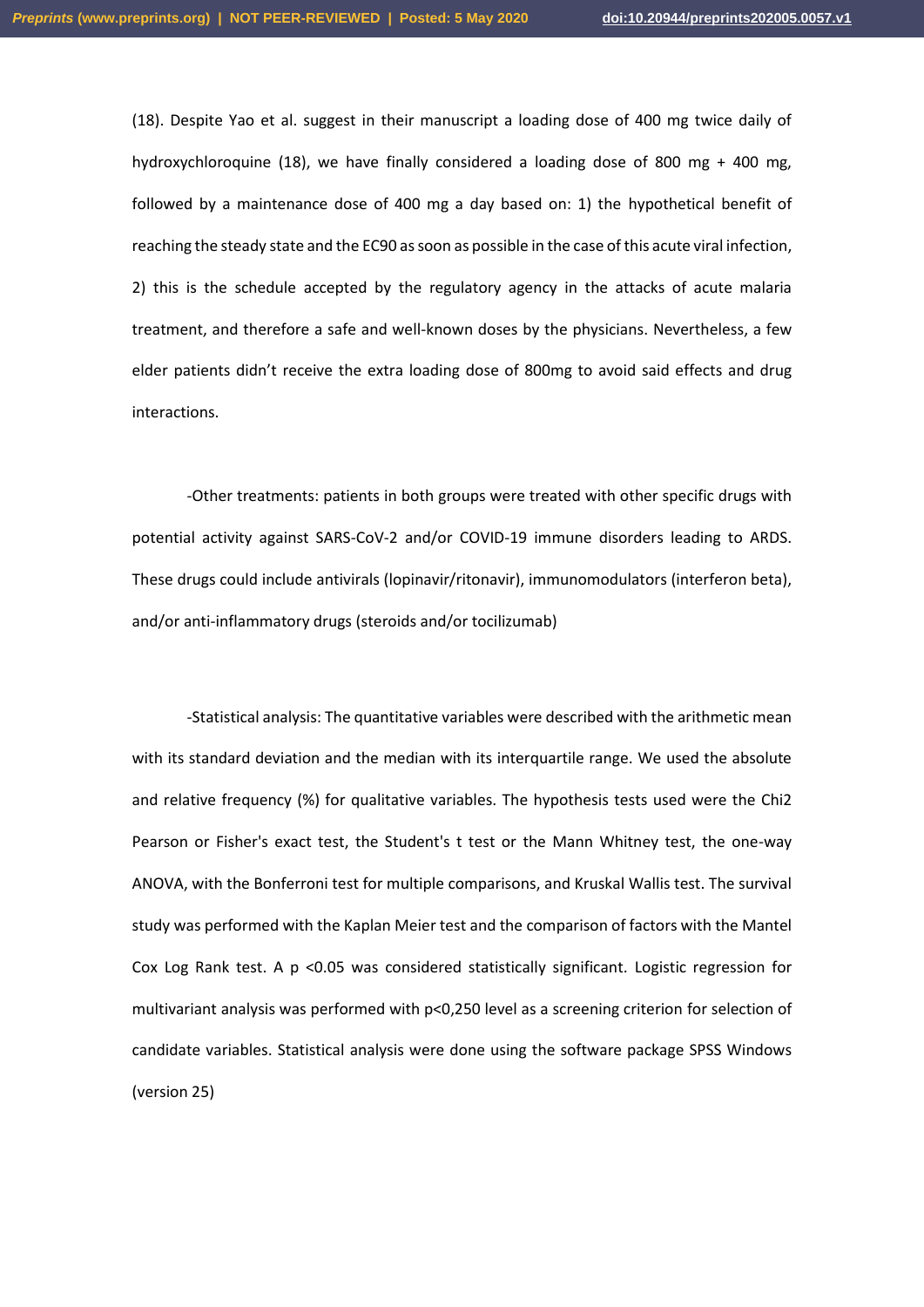(18). Despite Yao et al. suggest in their manuscript a loading dose of 400 mg twice daily of hydroxychloroquine (18), we have finally considered a loading dose of 800 mg + 400 mg, followed by a maintenance dose of 400 mg a day based on: 1) the hypothetical benefit of reaching the steady state and the EC90 as soon as possible in the case of this acute viral infection, 2) this is the schedule accepted by the regulatory agency in the attacks of acute malaria treatment, and therefore a safe and well-known doses by the physicians. Nevertheless, a few elder patients didn't receive the extra loading dose of 800mg to avoid said effects and drug interactions.

-Other treatments: patients in both groups were treated with other specific drugs with potential activity against SARS-CoV-2 and/or COVID-19 immune disorders leading to ARDS. These drugs could include antivirals (lopinavir/ritonavir), immunomodulators (interferon beta), and/or anti-inflammatory drugs (steroids and/or tocilizumab)

-Statistical analysis: The quantitative variables were described with the arithmetic mean with its standard deviation and the median with its interquartile range. We used the absolute and relative frequency (%) for qualitative variables. The hypothesis tests used were the Chi2 Pearson or Fisher's exact test, the Student's t test or the Mann Whitney test, the one-way ANOVA, with the Bonferroni test for multiple comparisons, and Kruskal Wallis test. The survival study was performed with the Kaplan Meier test and the comparison of factors with the Mantel Cox Log Rank test. A $p < 0.05$ was considered statistically significant. Logistic regression for multivariant analysis was performed with $p<0{,}250$ level as a screening criterion for selection of candidate variables. Statistical analysis were done using the software package SPSS Windows (version 25)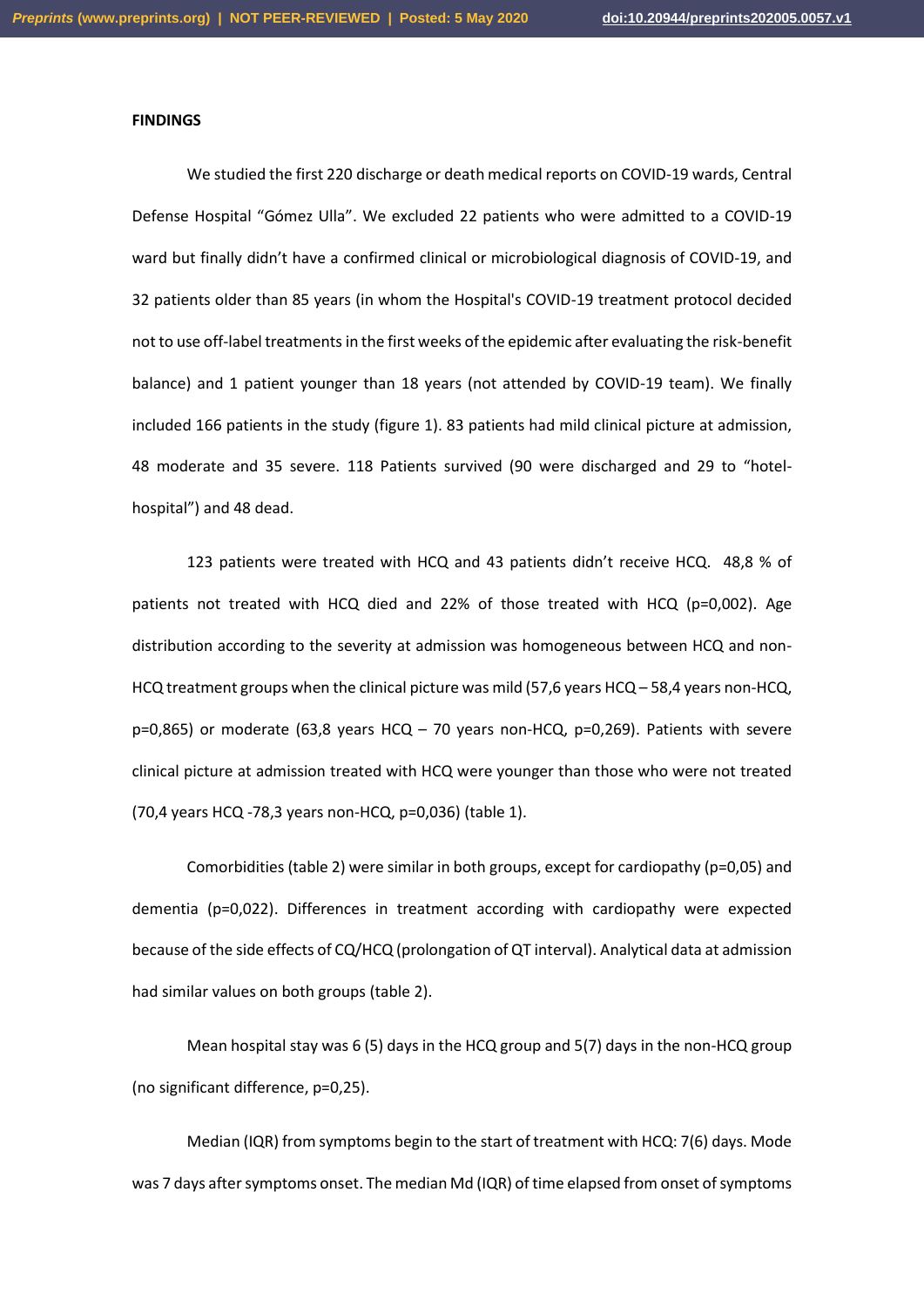**FINDINGS**

We studied the first 220 discharge or death medical reports on COVID-19 wards, Central Defense Hospital "Gómez Ulla". We excluded 22 patients who were admitted to a COVID-19 ward but finally didn't have a confirmed clinical or microbiological diagnosis of COVID-19, and 32 patients older than 85 years (in whom the Hospital's COVID-19 treatment protocol decided not to use off-label treatments in the first weeks of the epidemic after evaluating the risk-benefit balance) and 1 patient younger than 18 years (not attended by COVID-19 team). We finally included 166 patients in the study (figure 1). 83 patients had mild clinical picture at admission, 48 moderate and 35 severe. 118 Patients survived (90 were discharged and 29 to "hotel-hospital") and 48 dead.

123 patients were treated with HCQ and 43 patients didn't receive HCQ. 48,8 % of patients not treated with HCQ died and 22% of those treated with HCQ (p=0,002). Age distribution according to the severity at admission was homogeneous between HCQ and non-HCQ treatment groups when the clinical picture was mild (57,6 years HCQ – 58,4 years non-HCQ, p=0,865) or moderate (63,8 years HCQ – 70 years non-HCQ, p=0,269). Patients with severe clinical picture at admission treated with HCQ were younger than those who were not treated (70,4 years HCQ -78,3 years non-HCQ, p=0,036) (table 1).

Comorbidities (table 2) were similar in both groups, except for cardiopathy (p=0,05) and dementia (p=0,022). Differences in treatment according with cardiopathy were expected because of the side effects of CQ/HCQ (prolongation of QT interval). Analytical data at admission had similar values on both groups (table 2).

Mean hospital stay was 6 (5) days in the HCQ group and 5(7) days in the non-HCQ group (no significant difference, p=0,25).

Median (IQR) from symptoms begin to the start of treatment with HCQ: 7(6) days. Mode was 7 days after symptoms onset. The median Md (IQR) of time elapsed from onset of symptoms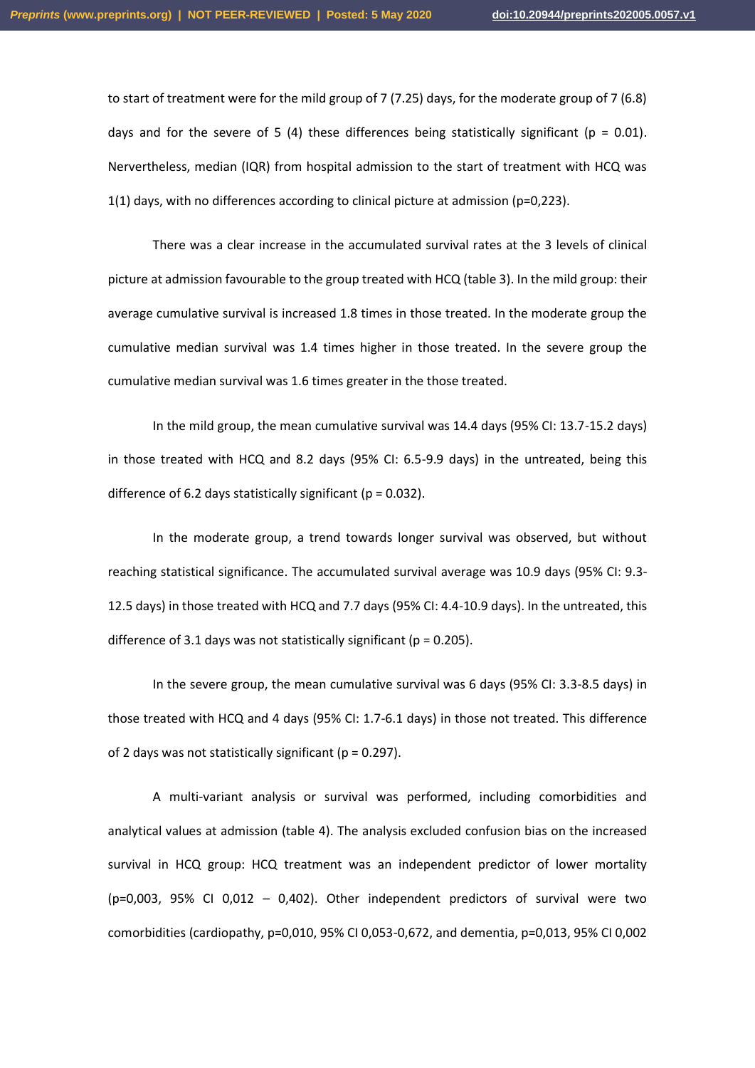to start of treatment were for the mild group of 7 (7.25) days, for the moderate group of 7 (6.8) days and for the severe of 5 (4) these differences being statistically significant (p = 0.01). Nervertheless, median (IQR) from hospital admission to the start of treatment with HCQ was 1(1) days, with no differences according to clinical picture at admission (p=0,223).

There was a clear increase in the accumulated survival rates at the 3 levels of clinical picture at admission favourable to the group treated with HCQ (table 3). In the mild group: their average cumulative survival is increased 1.8 times in those treated. In the moderate group the cumulative median survival was 1.4 times higher in those treated. In the severe group the cumulative median survival was 1.6 times greater in the those treated.

In the mild group, the mean cumulative survival was 14.4 days (95% CI: 13.7-15.2 days) in those treated with HCQ and 8.2 days (95% CI: 6.5-9.9 days) in the untreated, being this difference of 6.2 days statistically significant (p = 0.032).

In the moderate group, a trend towards longer survival was observed, but without reaching statistical significance. The accumulated survival average was 10.9 days (95% CI: 9.3-12.5 days) in those treated with HCQ and 7.7 days (95% CI: 4.4-10.9 days). In the untreated, this difference of 3.1 days was not statistically significant (p = 0.205).

In the severe group, the mean cumulative survival was 6 days (95% CI: 3.3-8.5 days) in those treated with HCQ and 4 days (95% CI: 1.7-6.1 days) in those not treated. This difference of 2 days was not statistically significant (p = 0.297).

A multi-variant analysis or survival was performed, including comorbidities and analytical values at admission (table 4). The analysis excluded confusion bias on the increased survival in HCQ group: HCQ treatment was an independent predictor of lower mortality (p=0,003, 95% CI 0,012 – 0,402). Other independent predictors of survival were two comorbidities (cardiopathy, p=0,010, 95% CI 0,053-0,672, and dementia, p=0,013, 95% CI 0,002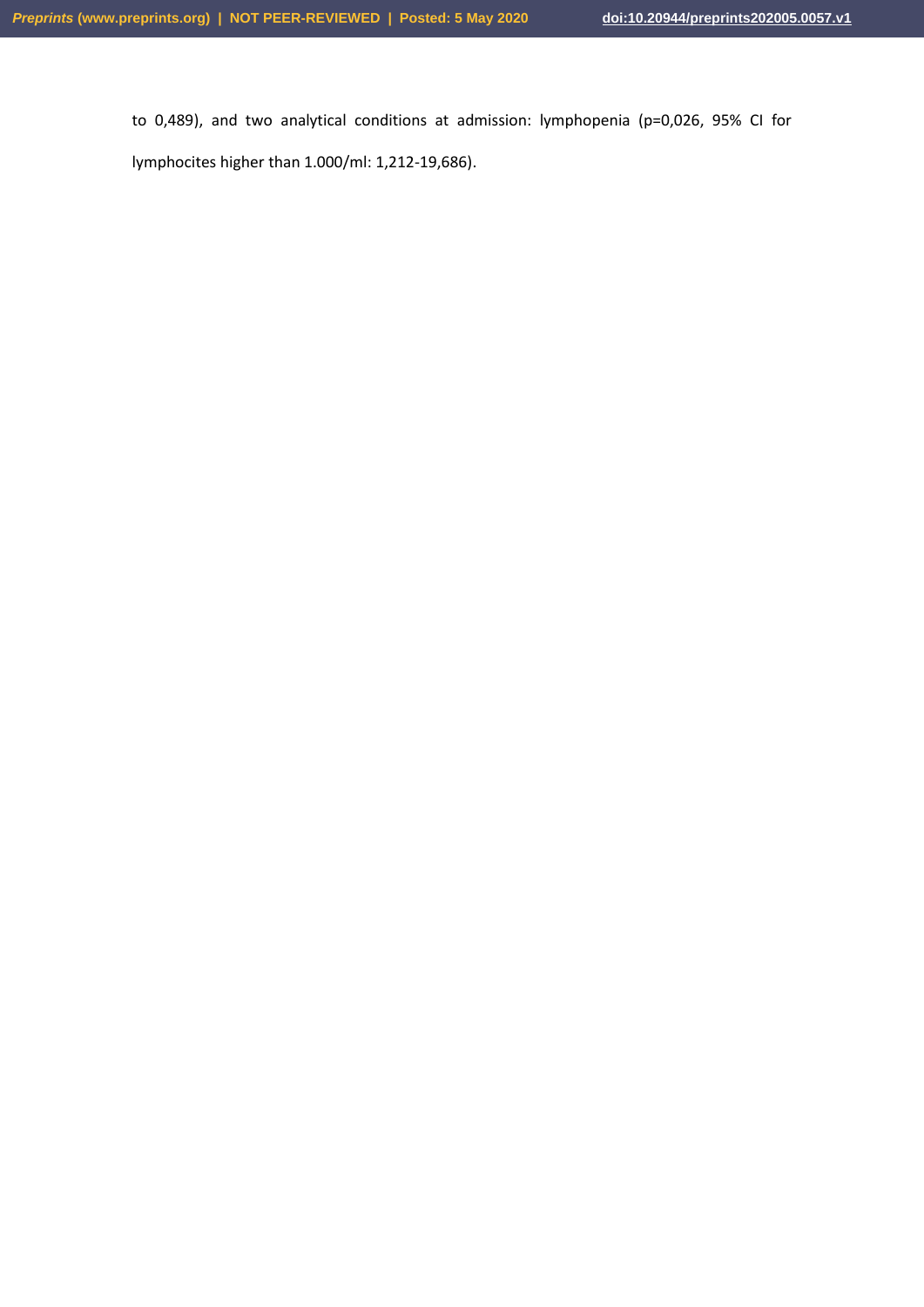to 0,489), and two analytical conditions at admission: lymphopenia (p=0,026, 95% CI for lymphocites higher than 1.000/ml: 1,212-19,686).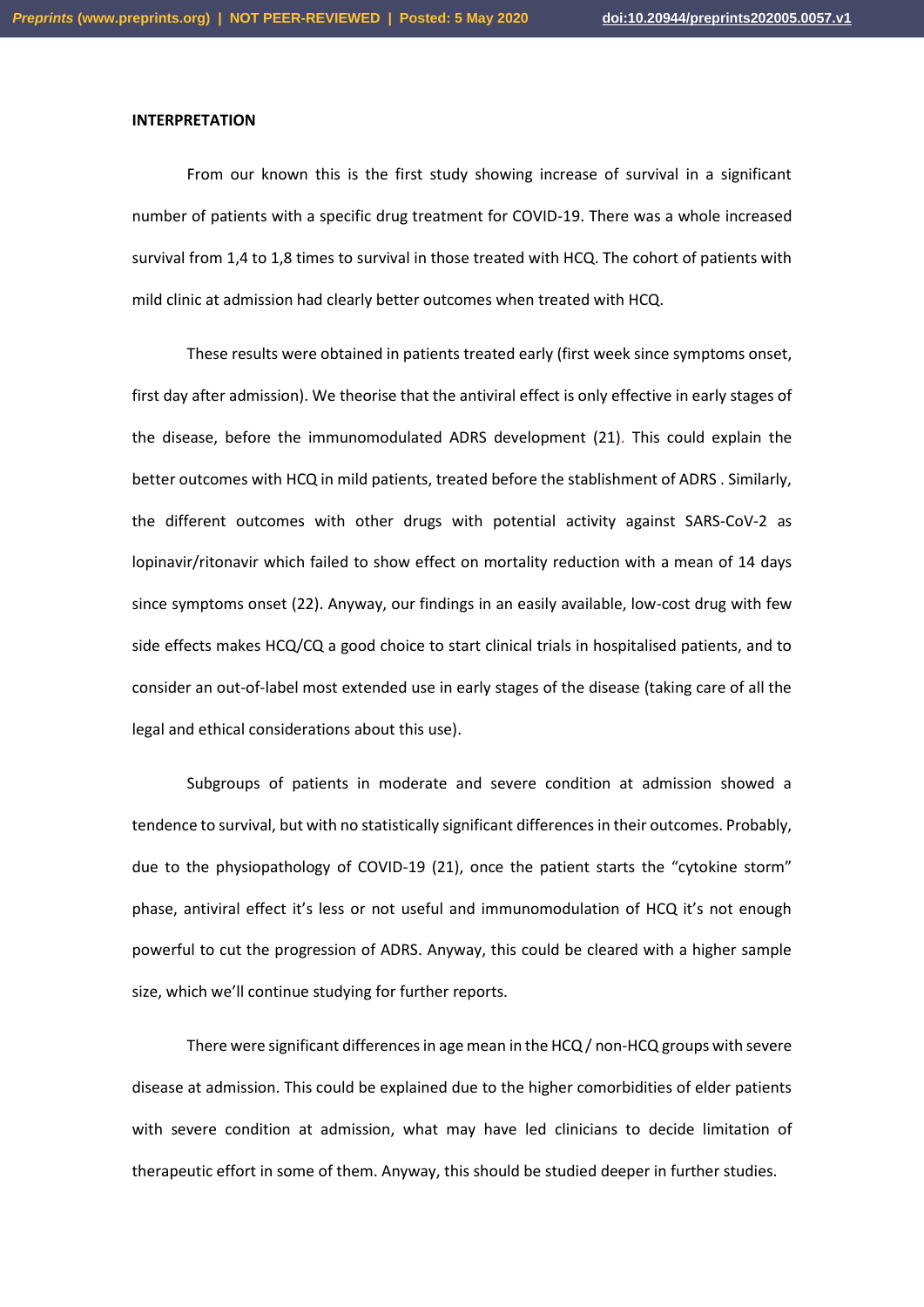**INTERPRETATION**

From our known this is the first study showing increase of survival in a significant number of patients with a specific drug treatment for COVID-19. There was a whole increased survival from 1,4 to 1,8 times to survival in those treated with HCQ. The cohort of patients with mild clinic at admission had clearly better outcomes when treated with HCQ.

These results were obtained in patients treated early (first week since symptoms onset, first day after admission). We theorise that the antiviral effect is only effective in early stages of the disease, before the immunomodulated ADRS development (21). This could explain the better outcomes with HCQ in mild patients, treated before the stablishment of ADRS . Similarly, the different outcomes with other drugs with potential activity against SARS-CoV-2 as lopinavir/ritonavir which failed to show effect on mortality reduction with a mean of 14 days since symptoms onset (22). Anyway, our findings in an easily available, low-cost drug with few side effects makes HCQ/CQ a good choice to start clinical trials in hospitalised patients, and to consider an out-of-label most extended use in early stages of the disease (taking care of all the legal and ethical considerations about this use).

Subgroups of patients in moderate and severe condition at admission showed a tendence to survival, but with no statistically significant differences in their outcomes. Probably, due to the physiopathology of COVID-19 (21), once the patient starts the "cytokine storm" phase, antiviral effect it's less or not useful and immunomodulation of HCQ it's not enough powerful to cut the progression of ADRS. Anyway, this could be cleared with a higher sample size, which we'll continue studying for further reports.

There were significant differences in age mean in the HCQ / non-HCQ groups with severe disease at admission. This could be explained due to the higher comorbidities of elder patients with severe condition at admission, what may have led clinicians to decide limitation of therapeutic effort in some of them. Anyway, this should be studied deeper in further studies.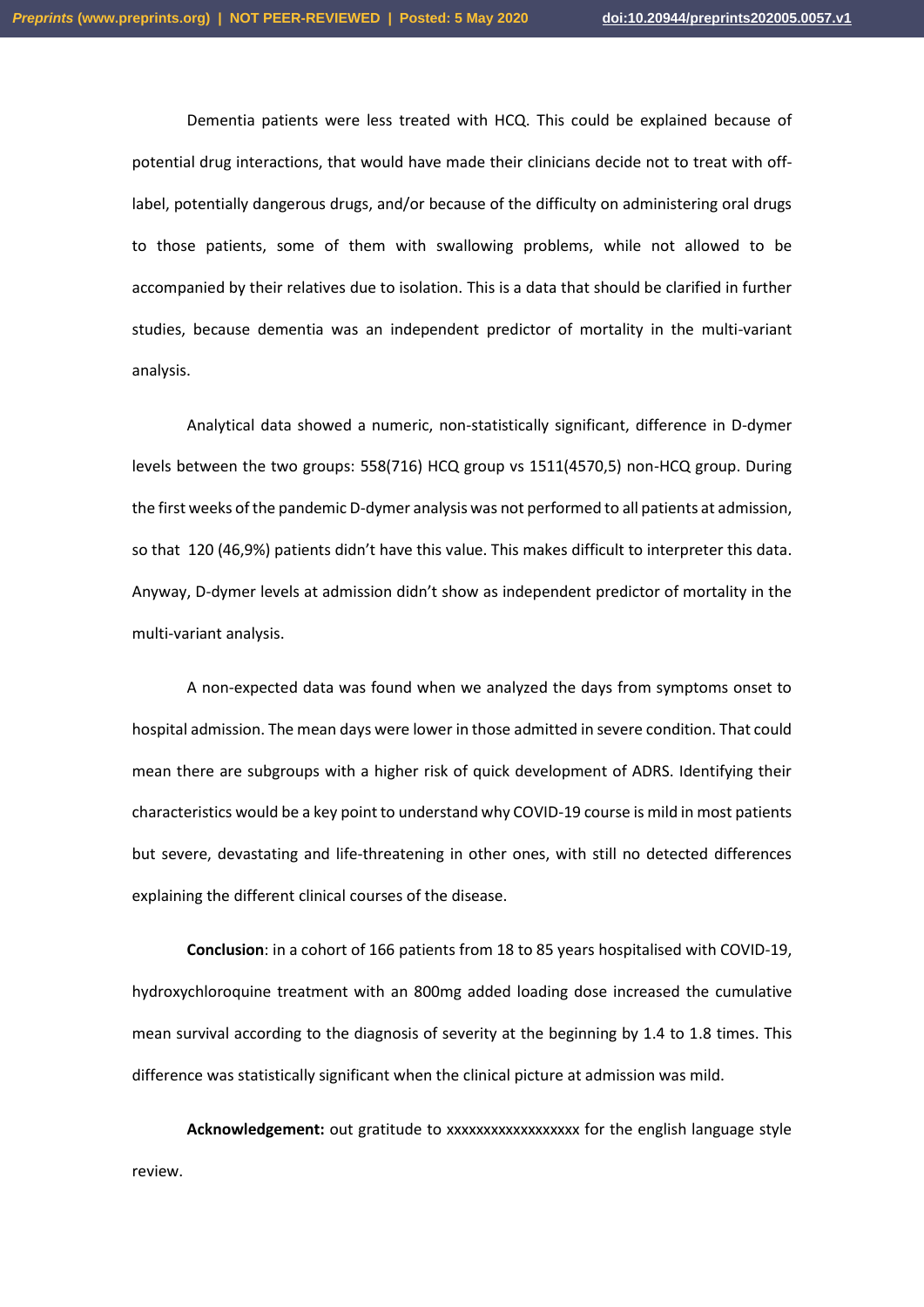Dementia patients were less treated with HCQ. This could be explained because of potential drug interactions, that would have made their clinicians decide not to treat with off-label, potentially dangerous drugs, and/or because of the difficulty on administering oral drugs to those patients, some of them with swallowing problems, while not allowed to be accompanied by their relatives due to isolation. This is a data that should be clarified in further studies, because dementia was an independent predictor of mortality in the multi-variant analysis.

Analytical data showed a numeric, non-statistically significant, difference in D-dymer levels between the two groups: 558(716) HCQ group vs 1511(4570,5) non-HCQ group. During the first weeks of the pandemic D-dymer analysis was not performed to all patients at admission, so that 120 (46,9%) patients didn't have this value. This makes difficult to interpreter this data. Anyway, D-dymer levels at admission didn't show as independent predictor of mortality in the multi-variant analysis.

A non-expected data was found when we analyzed the days from symptoms onset to hospital admission. The mean days were lower in those admitted in severe condition. That could mean there are subgroups with a higher risk of quick development of ADRS. Identifying their characteristics would be a key point to understand why COVID-19 course is mild in most patients but severe, devastating and life-threatening in other ones, with still no detected differences explaining the different clinical courses of the disease.

**Conclusion**: in a cohort of 166 patients from 18 to 85 years hospitalised with COVID-19, hydroxychloroquine treatment with an 800mg added loading dose increased the cumulative mean survival according to the diagnosis of severity at the beginning by 1.4 to 1.8 times. This difference was statistically significant when the clinical picture at admission was mild.

**Acknowledgement:** out gratitude to xxxxxxxxxxxxxxxxxx for the english language style review.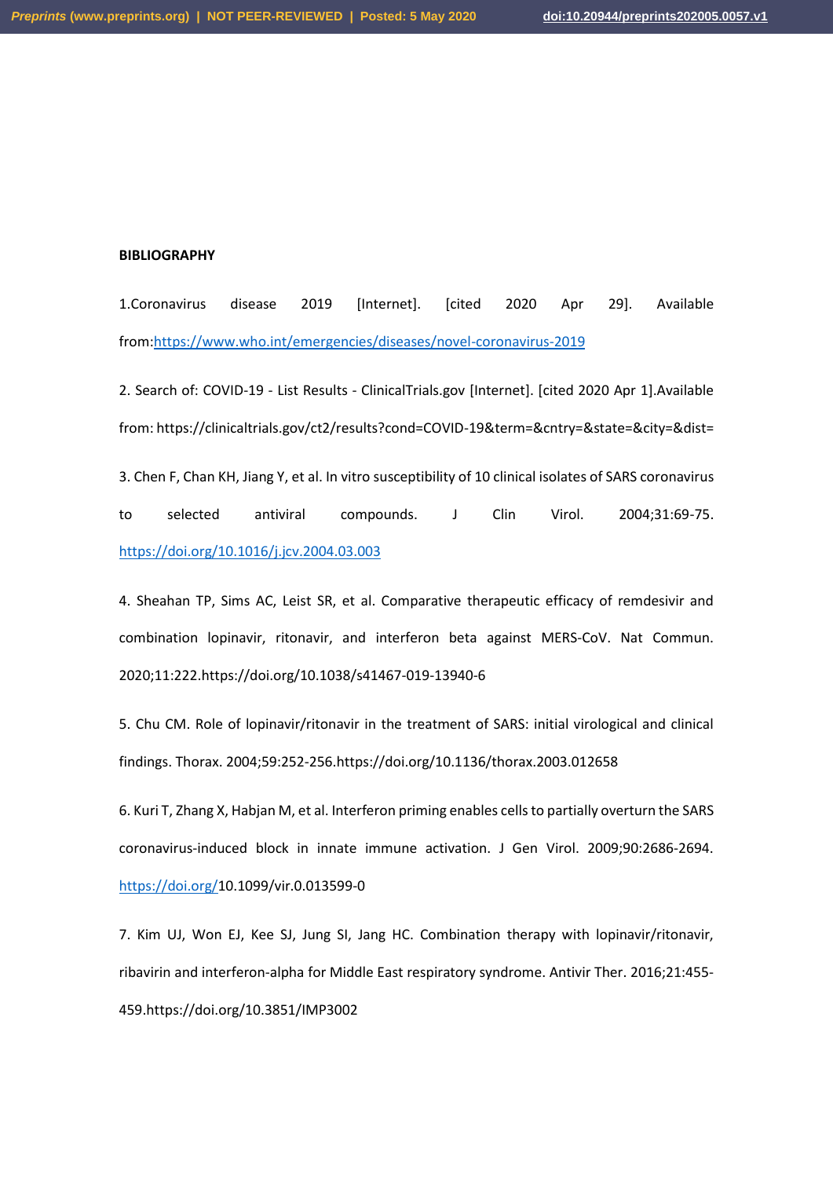**BIBLIOGRAPHY**

1.Coronavirus disease 2019 [Internet]. [cited 2020 Apr 29]. Available from:https://www.who.int/emergencies/diseases/novel-coronavirus-2019

2. Search of: COVID-19 - List Results - ClinicalTrials.gov [Internet]. [cited 2020 Apr 1].Available from: https://clinicaltrials.gov/ct2/results?cond=COVID-19&term=&cntry=&state=&city=&dist=

3. Chen F, Chan KH, Jiang Y, et al. In vitro susceptibility of 10 clinical isolates of SARS coronavirus to selected antiviral compounds. J Clin Virol. 2004;31:69-75. https://doi.org/10.1016/j.jcv.2004.03.003

4. Sheahan TP, Sims AC, Leist SR, et al. Comparative therapeutic efficacy of remdesivir and combination lopinavir, ritonavir, and interferon beta against MERS-CoV. Nat Commun. 2020;11:222.https://doi.org/10.1038/s41467-019-13940-6

5. Chu CM. Role of lopinavir/ritonavir in the treatment of SARS: initial virological and clinical findings. Thorax. 2004;59:252-256.https://doi.org/10.1136/thorax.2003.012658

6. Kuri T, Zhang X, Habjan M, et al. Interferon priming enables cells to partially overturn the SARS coronavirus-induced block in innate immune activation. J Gen Virol. 2009;90:2686-2694. https://doi.org/10.1099/vir.0.013599-0

7. Kim UJ, Won EJ, Kee SJ, Jung SI, Jang HC. Combination therapy with lopinavir/ritonavir, ribavirin and interferon-alpha for Middle East respiratory syndrome. Antivir Ther. 2016;21:455-459.https://doi.org/10.3851/IMP3002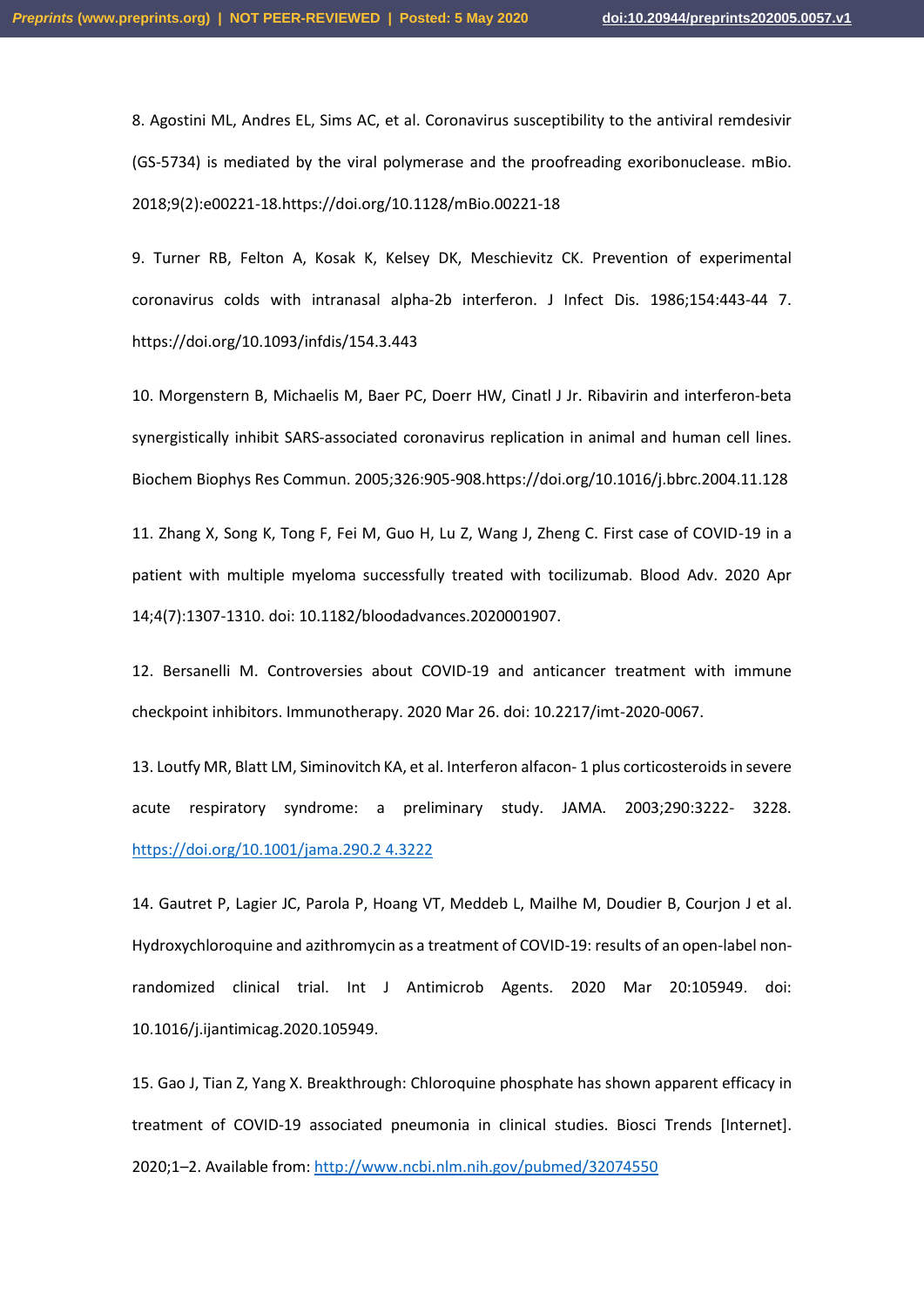8. Agostini ML, Andres EL, Sims AC, et al. Coronavirus susceptibility to the antiviral remdesivir (GS-5734) is mediated by the viral polymerase and the proofreading exoribonuclease. mBio. 2018;9(2):e00221-18.https://doi.org/10.1128/mBio.00221-18

9. Turner RB, Felton A, Kosak K, Kelsey DK, Meschievitz CK. Prevention of experimental coronavirus colds with intranasal alpha-2b interferon. J Infect Dis. 1986;154:443-44 7. https://doi.org/10.1093/infdis/154.3.443

10. Morgenstern B, Michaelis M, Baer PC, Doerr HW, Cinatl J Jr. Ribavirin and interferon-beta synergistically inhibit SARS-associated coronavirus replication in animal and human cell lines. Biochem Biophys Res Commun. 2005;326:905-908.https://doi.org/10.1016/j.bbrc.2004.11.128

11. Zhang X, Song K, Tong F, Fei M, Guo H, Lu Z, Wang J, Zheng C. First case of COVID-19 in a patient with multiple myeloma successfully treated with tocilizumab. Blood Adv. 2020 Apr 14;4(7):1307-1310. doi: 10.1182/bloodadvances.2020001907.

12. Bersanelli M. Controversies about COVID-19 and anticancer treatment with immune checkpoint inhibitors. Immunotherapy. 2020 Mar 26. doi: 10.2217/imt-2020-0067.

13. Loutfy MR, Blatt LM, Siminovitch KA, et al. Interferon alfacon- 1 plus corticosteroids in severe acute respiratory syndrome: a preliminary study. JAMA. 2003;290:3222- 3228. https://doi.org/10.1001/jama.290.2 4.3222

14. Gautret P, Lagier JC, Parola P, Hoang VT, Meddeb L, Mailhe M, Doudier B, Courjon J et al. Hydroxychloroquine and azithromycin as a treatment of COVID-19: results of an open-label non-randomized clinical trial. Int J Antimicrob Agents. 2020 Mar 20:105949. doi: 10.1016/j.ijantimicag.2020.105949.

15. Gao J, Tian Z, Yang X. Breakthrough: Chloroquine phosphate has shown apparent efficacy in treatment of COVID-19 associated pneumonia in clinical studies. Biosci Trends [Internet]. 2020;1–2. Available from: http://www.ncbi.nlm.nih.gov/pubmed/32074550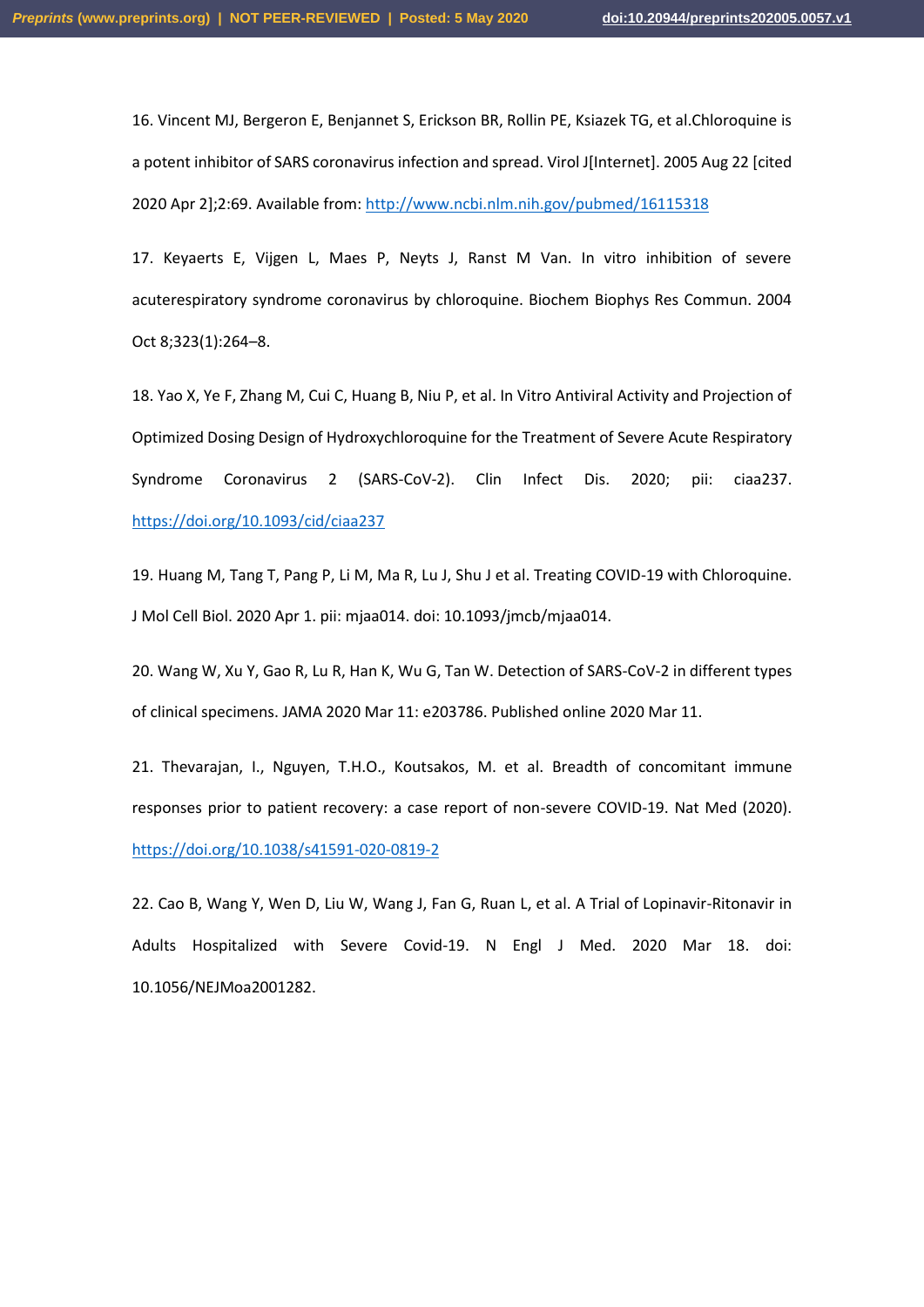16. Vincent MJ, Bergeron E, Benjannet S, Erickson BR, Rollin PE, Ksiazek TG, et al.Chloroquine is a potent inhibitor of SARS coronavirus infection and spread. Virol J[Internet]. 2005 Aug 22 [cited 2020 Apr 2];2:69. Available from: http://www.ncbi.nlm.nih.gov/pubmed/16115318

17. Keyaerts E, Vijgen L, Maes P, Neyts J, Ranst M Van. In vitro inhibition of severe acuterespiratory syndrome coronavirus by chloroquine. Biochem Biophys Res Commun. 2004 Oct 8;323(1):264–8.

18. Yao X, Ye F, Zhang M, Cui C, Huang B, Niu P, et al. In Vitro Antiviral Activity and Projection of Optimized Dosing Design of Hydroxychloroquine for the Treatment of Severe Acute Respiratory Syndrome Coronavirus 2 (SARS-CoV-2). Clin Infect Dis. 2020; pii: ciaa237. https://doi.org/10.1093/cid/ciaa237

19. Huang M, Tang T, Pang P, Li M, Ma R, Lu J, Shu J et al. Treating COVID-19 with Chloroquine. J Mol Cell Biol. 2020 Apr 1. pii: mjaa014. doi: 10.1093/jmcb/mjaa014.

20. Wang W, Xu Y, Gao R, Lu R, Han K, Wu G, Tan W. Detection of SARS-CoV-2 in different types of clinical specimens. JAMA 2020 Mar 11: e203786. Published online 2020 Mar 11.

21. Thevarajan, I., Nguyen, T.H.O., Koutsakos, M. et al. Breadth of concomitant immune responses prior to patient recovery: a case report of non-severe COVID-19. Nat Med (2020). https://doi.org/10.1038/s41591-020-0819-2

22. Cao B, Wang Y, Wen D, Liu W, Wang J, Fan G, Ruan L, et al. A Trial of Lopinavir-Ritonavir in Adults Hospitalized with Severe Covid-19. N Engl J Med. 2020 Mar 18. doi: 10.1056/NEJMoa2001282.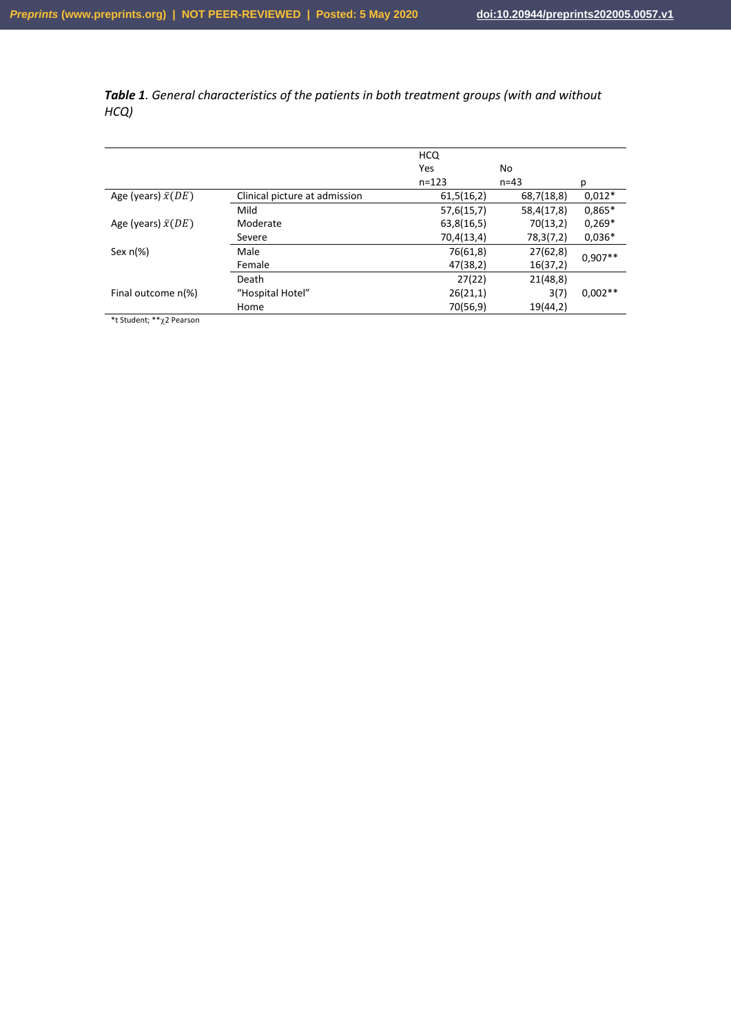***Table 1**. General characteristics of the patients in both treatment groups (with and without HCQ)*

| | | HCQ Yes n=123 | No n=43 | p |
|---|---|---|---|---|
| Age (years) $\bar{x}(DE)$ | Clinical picture at admission | 61,5(16,2) | 68,7(18,8) | 0,012* |
| Age (years) $\bar{x}(DE)$ | Mild | 57,6(15,7) | 58,4(17,8) | 0,865* |
| | Moderate | 63,8(16,5) | 70(13,2) | 0,269* |
| | Severe | 70,4(13,4) | 78,3(7,2) | 0,036* |
| Sex n(%) | Male | 76(61,8) | 27(62,8) | 0,907** |
| | Female | 47(38,2) | 16(37,2) | |
| Final outcome n(%) | Death | 27(22) | 21(48,8) | 0,002** |
| | "Hospital Hotel" | 26(21,1) | 3(7) | |
| | Home | 70(56,9) | 19(44,2) | |

*t Student; **$\chi$2 Pearson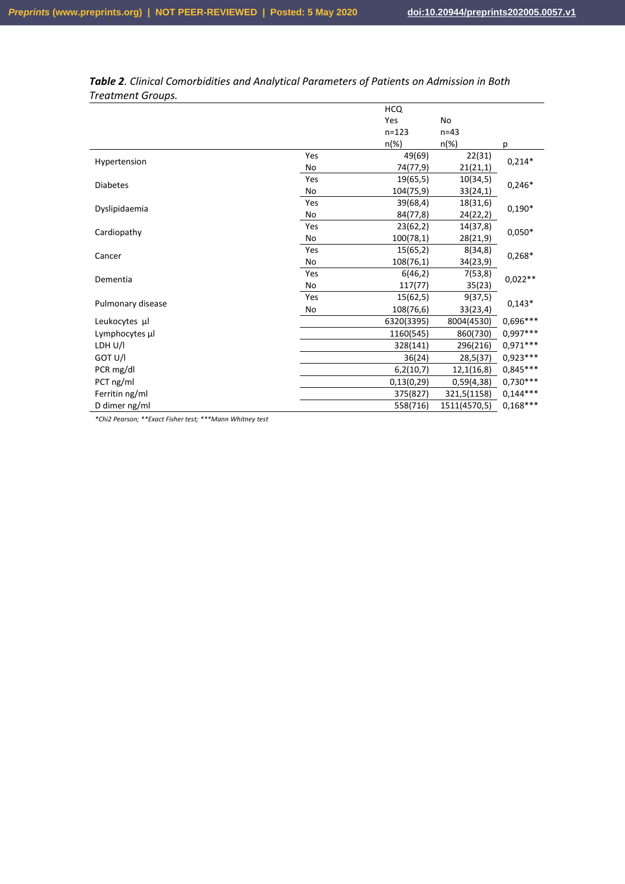***Table 2**. Clinical Comorbidities and Analytical Parameters of Patients on Admission in Both Treatment Groups.*

| | | HCQ Yes n=123 n(%) | No n=43 n(%) | p |
|---|---|---|---|---|
| Hypertension | Yes | 49(69) | 22(31) | 0,214* |
| | No | 74(77,9) | 21(21,1) | |
| Diabetes | Yes | 19(65,5) | 10(34,5) | 0,246* |
| | No | 104(75,9) | 33(24,1) | |
| Dyslipidaemia | Yes | 39(68,4) | 18(31,6) | 0,190* |
| | No | 84(77,8) | 24(22,2) | |
| Cardiopathy | Yes | 23(62,2) | 14(37,8) | 0,050* |
| | No | 100(78,1) | 28(21,9) | |
| Cancer | Yes | 15(65,2) | 8(34,8) | 0,268* |
| | No | 108(76,1) | 34(23,9) | |
| Dementia | Yes | 6(46,2) | 7(53,8) | 0,022** |
| | No | 117(77) | 35(23) | |
| Pulmonary disease | Yes | 15(62,5) | 9(37,5) | 0,143* |
| | No | 108(76,6) | 33(23,4) | |
| Leukocytes µl | | 6320(3395) | 8004(4530) | 0,696*** |
| Lymphocytes µl | | 1160(545) | 860(730) | 0,997*** |
| LDH U/l | | 328(141) | 296(216) | 0,971*** |
| GOT U/l | | 36(24) | 28,5(37) | 0,923*** |
| PCR mg/dl | | 6,2(10,7) | 12,1(16,8) | 0,845*** |
| PCT ng/ml | | 0,13(0,29) | 0,59(4,38) | 0,730*** |
| Ferritin ng/ml | | 375(827) | 321,5(1158) | 0,144*** |
| D dimer ng/ml | | 558(716) | 1511(4570,5) | 0,168*** |

*\*Chi2 Pearson; \*\*Exact Fisher test; \*\*\*Mann Whitney test*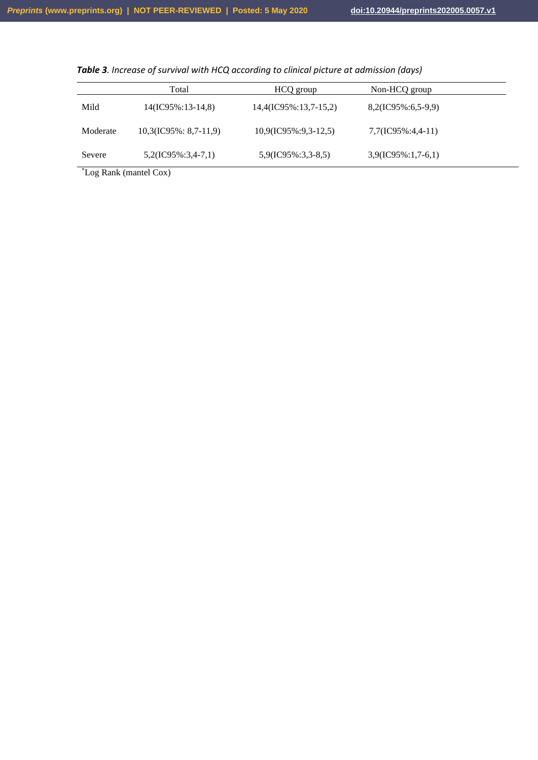***Table 3**. Increase of survival with HCQ according to clinical picture at admission (days)*

| | Total | HCQ group | Non-HCQ group |
|---|---|---|---|
| Mild | 14(IC95%:13-14,8) | 14,4(IC95%:13,7-15,2) | 8,2(IC95%:6,5-9,9) |
| Moderate | 10,3(IC95%: 8,7-11,9) | 10,9(IC95%:9,3-12,5) | 7,7(IC95%:4,4-11) |
| Severe | 5,2(IC95%:3,4-7,1) | 5,9(IC95%:3,3-8,5) | 3,9(IC95%:1,7-6,1) |

[*]Log Rank (mantel Cox)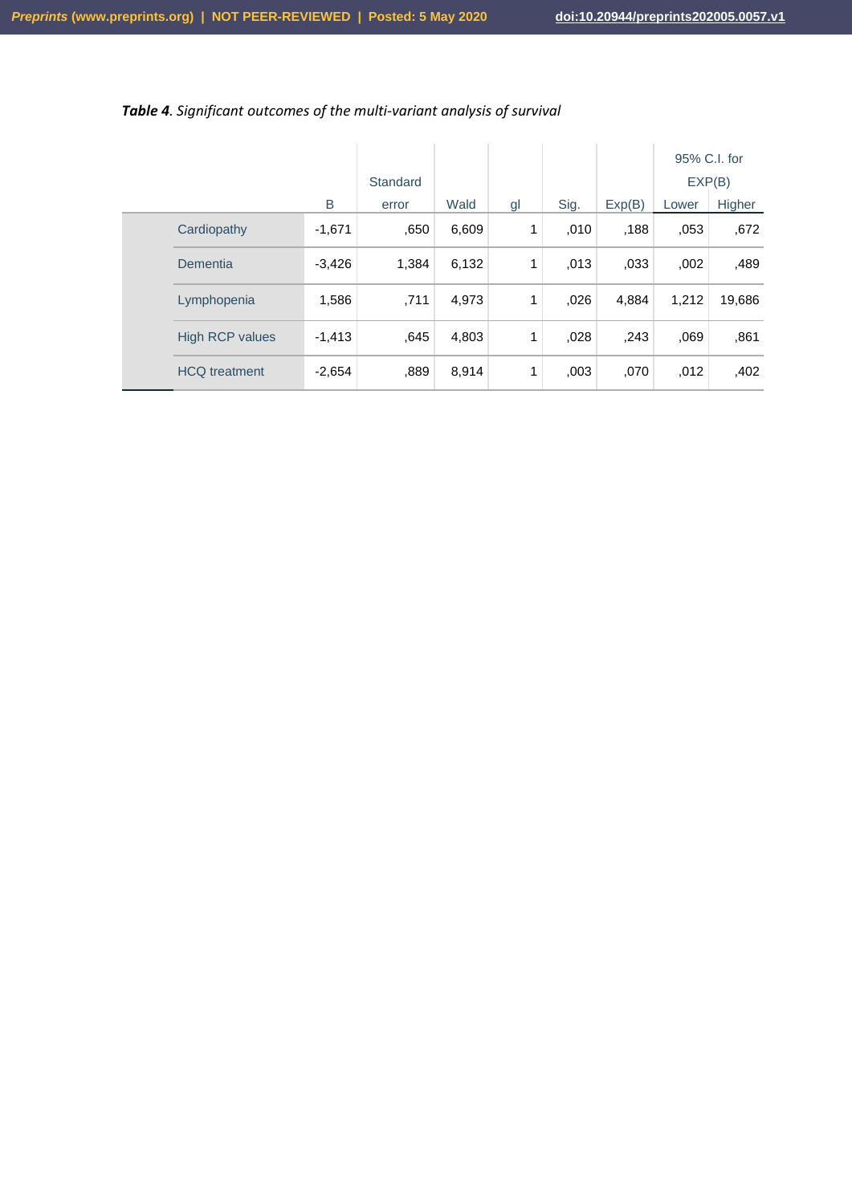***Table 4**. Significant outcomes of the multi-variant analysis of survival*

| | B | Standard error | Wald | gl | Sig. | Exp(B) | 95% C.I. for EXP(B) | |
|---|---|---|---|---|---|---|---|---|
| | | | | | | | Lower | Higher |
| Cardiopathy | -1,671 | ,650 | 6,609 | 1 | ,010 | ,188 | ,053 | ,672 |
| Dementia | -3,426 | 1,384 | 6,132 | 1 | ,013 | ,033 | ,002 | ,489 |
| Lymphopenia | 1,586 | ,711 | 4,973 | 1 | ,026 | 4,884 | 1,212 | 19,686 |
| High RCP values | -1,413 | ,645 | 4,803 | 1 | ,028 | ,243 | ,069 | ,861 |
| HCQ treatment | -2,654 | ,889 | 8,914 | 1 | ,003 | ,070 | ,012 | ,402 |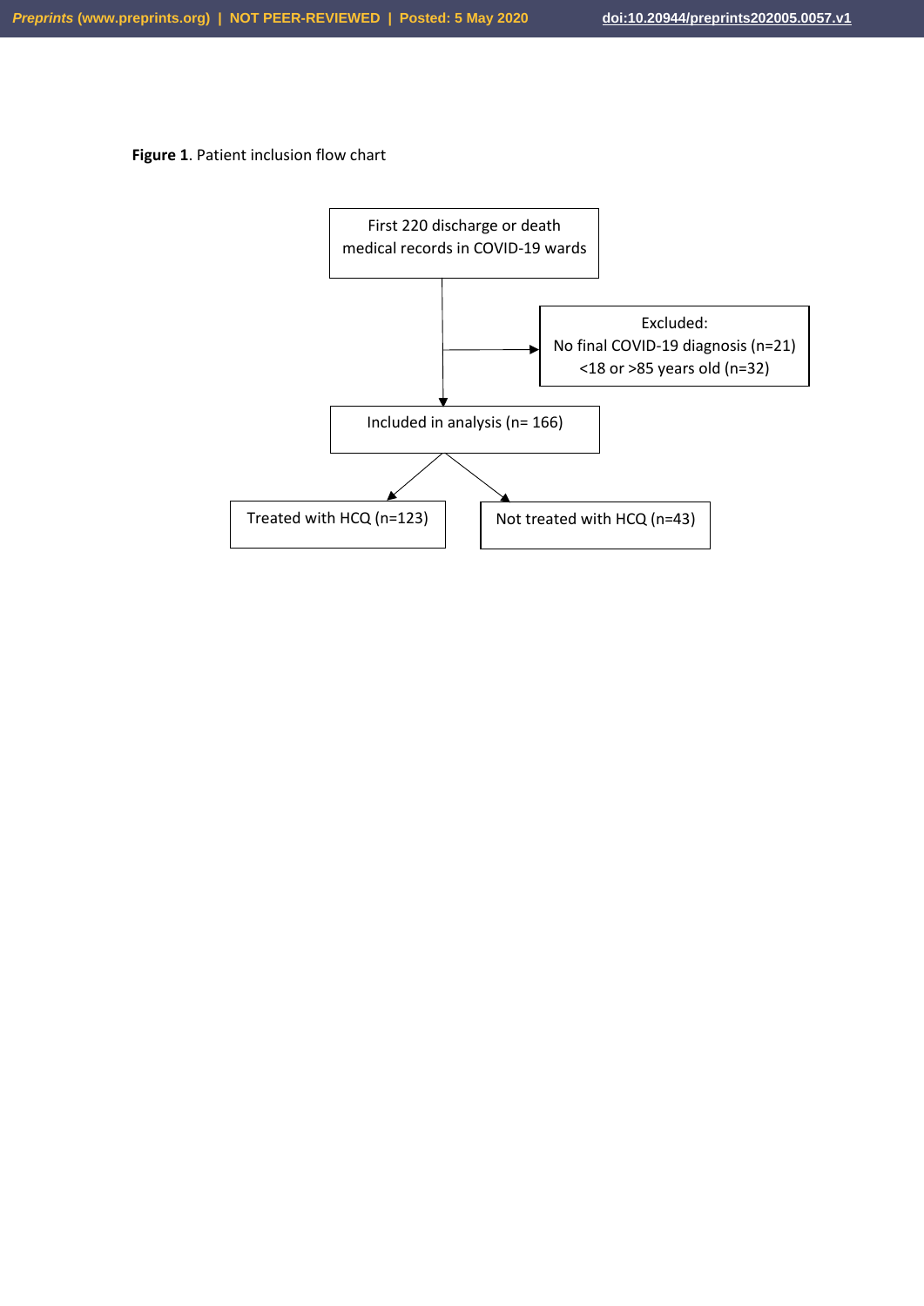**Figure 1**. Patient inclusion flow chart

First 220 discharge or death medical records in COVID-19 wards

Excluded:
No final COVID-19 diagnosis (n=21)
<18 or >85 years old (n=32)

Included in analysis (n= 166)

Treated with HCQ (n=123)

Not treated with HCQ (n=43)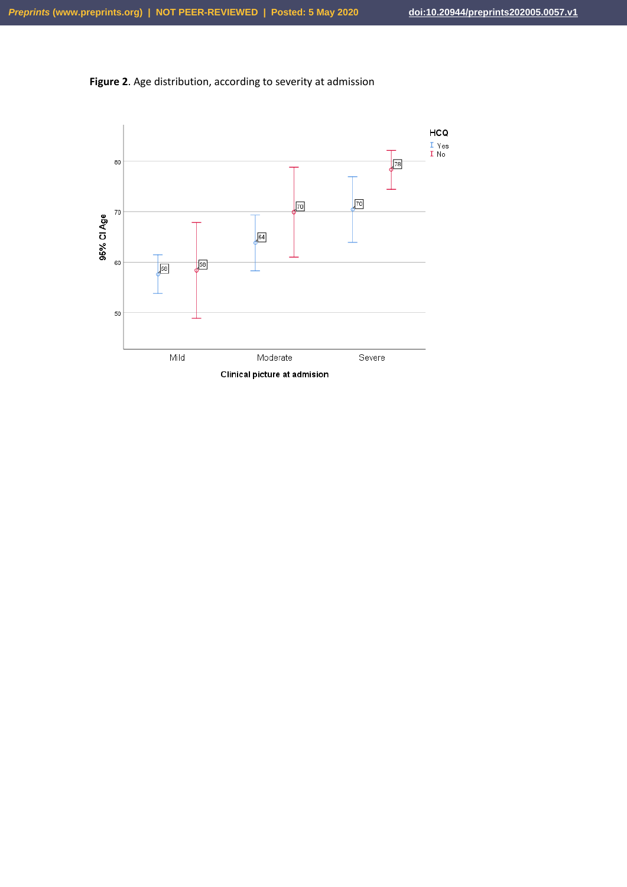**Figure 2**. Age distribution, according to severity at admission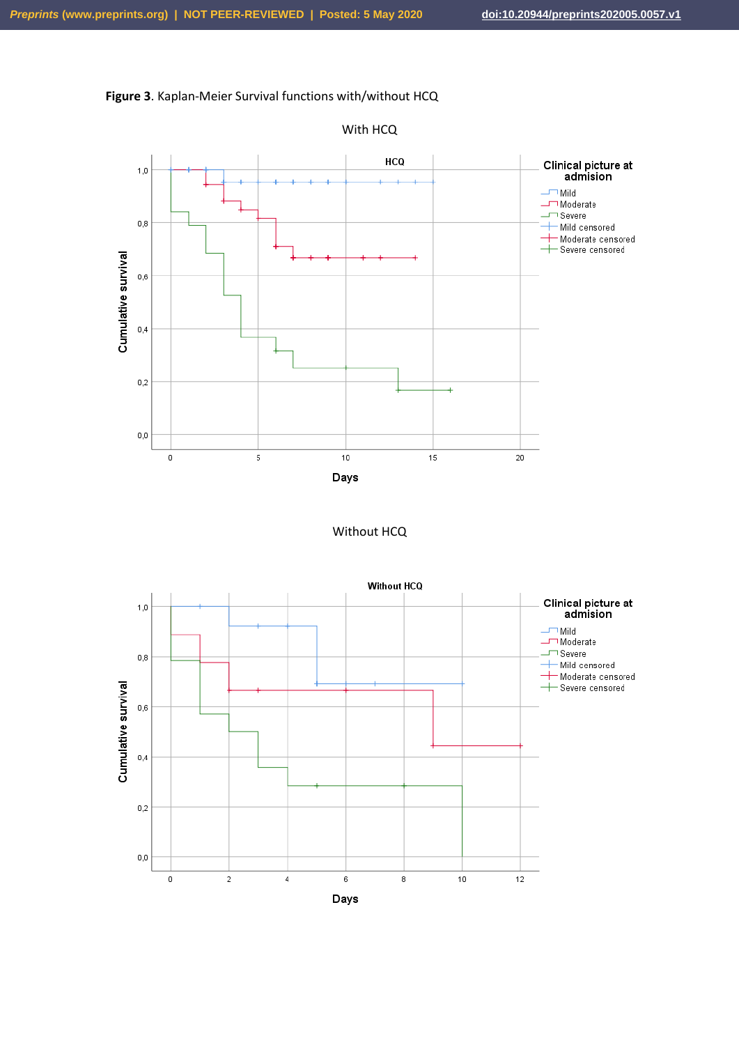**Figure 3**. Kaplan-Meier Survival functions with/without HCQ

With HCQ

Without HCQ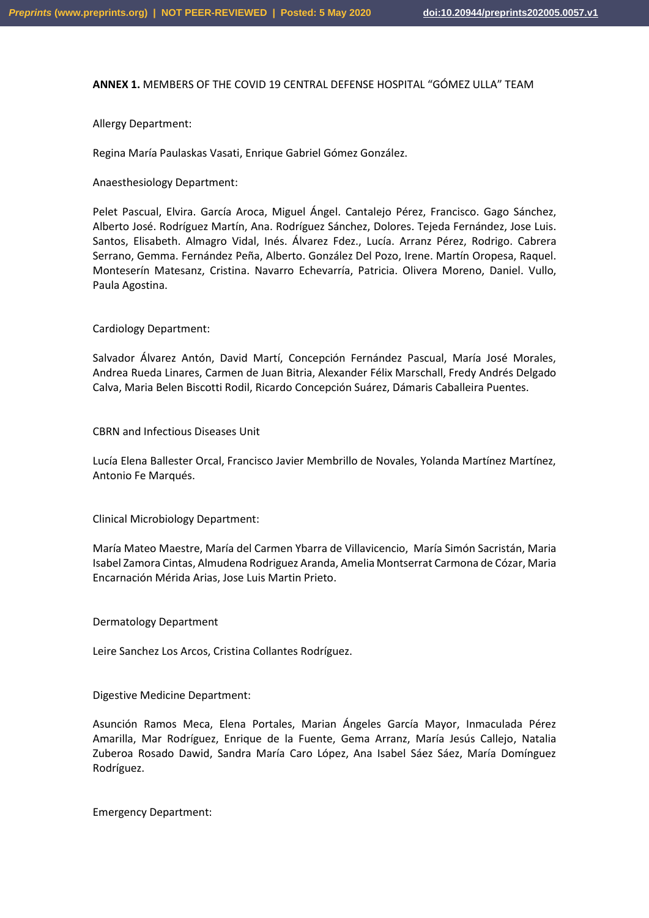**ANNEX 1.** MEMBERS OF THE COVID 19 CENTRAL DEFENSE HOSPITAL "GÓMEZ ULLA" TEAM

Allergy Department:

Regina María Paulaskas Vasati, Enrique Gabriel Gómez González.

Anaesthesiology Department:

Pelet Pascual, Elvira. García Aroca, Miguel Ángel. Cantalejo Pérez, Francisco. Gago Sánchez, Alberto José. Rodríguez Martín, Ana. Rodríguez Sánchez, Dolores. Tejeda Fernández, Jose Luis. Santos, Elisabeth. Almagro Vidal, Inés. Álvarez Fdez., Lucía. Arranz Pérez, Rodrigo. Cabrera Serrano, Gemma. Fernández Peña, Alberto. González Del Pozo, Irene. Martín Oropesa, Raquel. Monteserín Matesanz, Cristina. Navarro Echevarría, Patricia. Olivera Moreno, Daniel. Vullo, Paula Agostina.

Cardiology Department:

Salvador Álvarez Antón, David Martí, Concepción Fernández Pascual, María José Morales, Andrea Rueda Linares, Carmen de Juan Bitria, Alexander Félix Marschall, Fredy Andrés Delgado Calva, Maria Belen Biscotti Rodil, Ricardo Concepción Suárez, Dámaris Caballeira Puentes.

CBRN and Infectious Diseases Unit

Lucía Elena Ballester Orcal, Francisco Javier Membrillo de Novales, Yolanda Martínez Martínez, Antonio Fe Marqués.

Clinical Microbiology Department:

María Mateo Maestre, María del Carmen Ybarra de Villavicencio, María Simón Sacristán, Maria Isabel Zamora Cintas, Almudena Rodriguez Aranda, Amelia Montserrat Carmona de Cózar, Maria Encarnación Mérida Arias, Jose Luis Martin Prieto.

Dermatology Department

Leire Sanchez Los Arcos, Cristina Collantes Rodríguez.

Digestive Medicine Department:

Asunción Ramos Meca, Elena Portales, Marian Ángeles García Mayor, Inmaculada Pérez Amarilla, Mar Rodríguez, Enrique de la Fuente, Gema Arranz, María Jesús Callejo, Natalia Zuberoa Rosado Dawid, Sandra María Caro López, Ana Isabel Sáez Sáez, María Domínguez Rodríguez.

Emergency Department: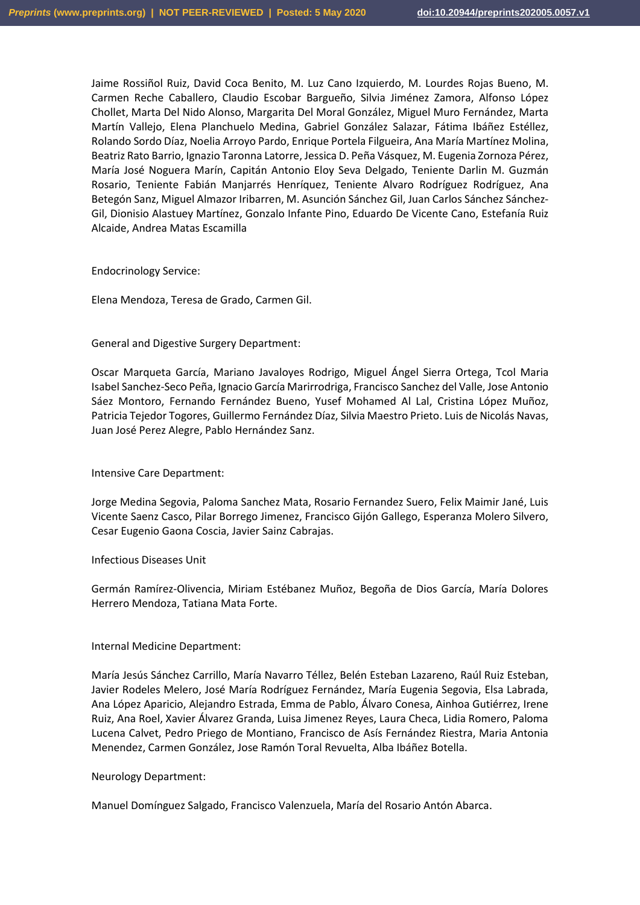Jaime Rossiñol Ruiz, David Coca Benito, M. Luz Cano Izquierdo, M. Lourdes Rojas Bueno, M. Carmen Reche Caballero, Claudio Escobar Bargueño, Silvia Jiménez Zamora, Alfonso López Chollet, Marta Del Nido Alonso, Margarita Del Moral González, Miguel Muro Fernández, Marta Martín Vallejo, Elena Planchuelo Medina, Gabriel González Salazar, Fátima Ibáñez Estéllez, Rolando Sordo Díaz, Noelia Arroyo Pardo, Enrique Portela Filgueira, Ana María Martínez Molina, Beatriz Rato Barrio, Ignazio Taronna Latorre, Jessica D. Peña Vásquez, M. Eugenia Zornoza Pérez, María José Noguera Marín, Capitán Antonio Eloy Seva Delgado, Teniente Darlin M. Guzmán Rosario, Teniente Fabián Manjarrés Henríquez, Teniente Alvaro Rodríguez Rodríguez, Ana Betegón Sanz, Miguel Almazor Iribarren, M. Asunción Sánchez Gil, Juan Carlos Sánchez Sánchez-Gil, Dionisio Alastuey Martínez, Gonzalo Infante Pino, Eduardo De Vicente Cano, Estefanía Ruiz Alcaide, Andrea Matas Escamilla

Endocrinology Service:

Elena Mendoza, Teresa de Grado, Carmen Gil.

General and Digestive Surgery Department:

Oscar Marqueta García, Mariano Javaloyes Rodrigo, Miguel Ángel Sierra Ortega, Tcol Maria Isabel Sanchez-Seco Peña, Ignacio García Marirrodriga, Francisco Sanchez del Valle, Jose Antonio Sáez Montoro, Fernando Fernández Bueno, Yusef Mohamed Al Lal, Cristina López Muñoz, Patricia Tejedor Togores, Guillermo Fernández Díaz, Silvia Maestro Prieto. Luis de Nicolás Navas, Juan José Perez Alegre, Pablo Hernández Sanz.

Intensive Care Department:

Jorge Medina Segovia, Paloma Sanchez Mata, Rosario Fernandez Suero, Felix Maimir Jané, Luis Vicente Saenz Casco, Pilar Borrego Jimenez, Francisco Gijón Gallego, Esperanza Molero Silvero, Cesar Eugenio Gaona Coscia, Javier Sainz Cabrajas.

Infectious Diseases Unit

Germán Ramírez-Olivencia, Miriam Estébanez Muñoz, Begoña de Dios García, María Dolores Herrero Mendoza, Tatiana Mata Forte.

Internal Medicine Department:

María Jesús Sánchez Carrillo, María Navarro Téllez, Belén Esteban Lazareno, Raúl Ruiz Esteban, Javier Rodeles Melero, José María Rodríguez Fernández, María Eugenia Segovia, Elsa Labrada, Ana López Aparicio, Alejandro Estrada, Emma de Pablo, Álvaro Conesa, Ainhoa Gutiérrez, Irene Ruiz, Ana Roel, Xavier Álvarez Granda, Luisa Jimenez Reyes, Laura Checa, Lidia Romero, Paloma Lucena Calvet, Pedro Priego de Montiano, Francisco de Asís Fernández Riestra, Maria Antonia Menendez, Carmen González, Jose Ramón Toral Revuelta, Alba Ibáñez Botella.

Neurology Department:

Manuel Domínguez Salgado, Francisco Valenzuela, María del Rosario Antón Abarca.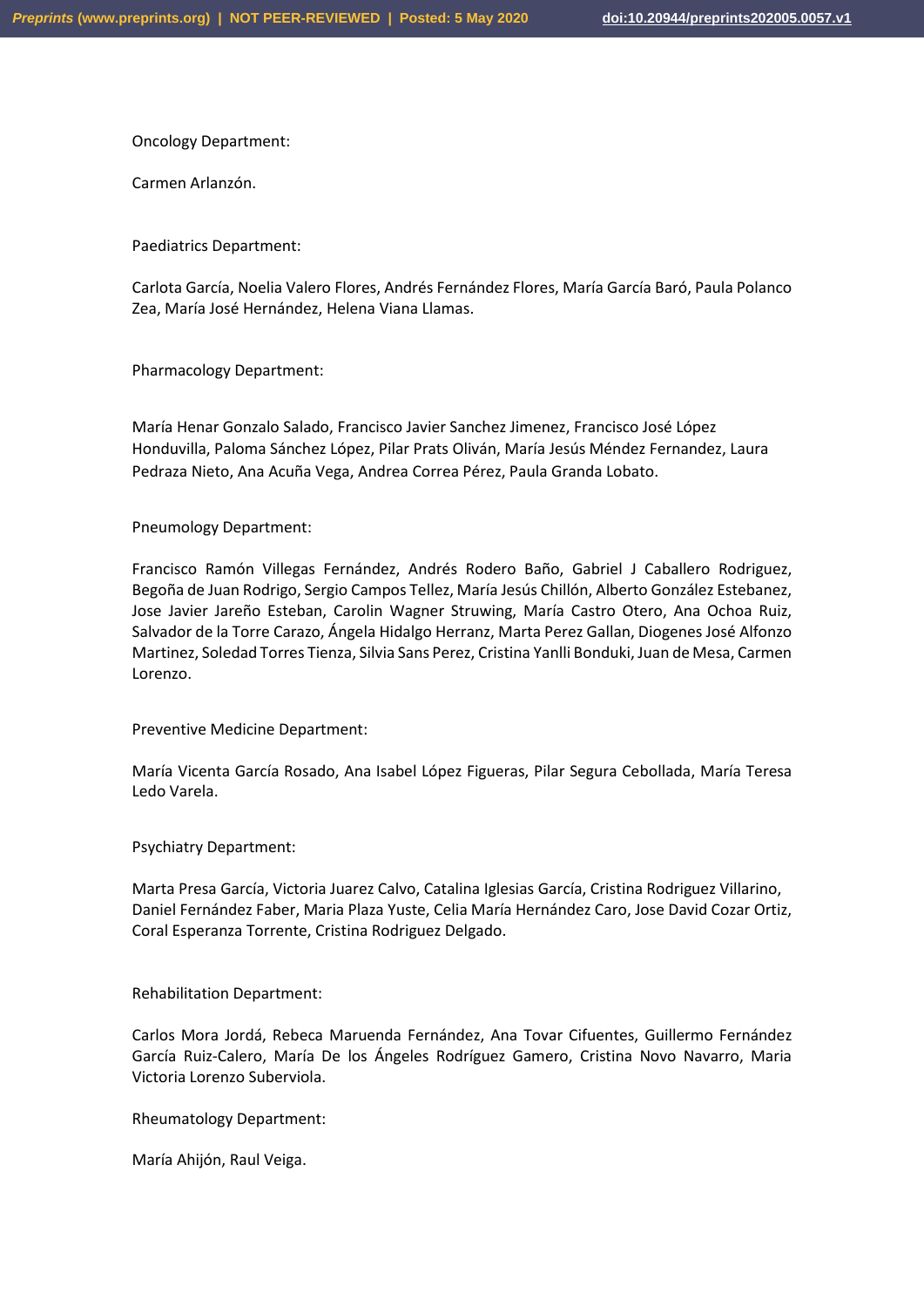Oncology Department:

Carmen Arlanzón.

Paediatrics Department:

Carlota García, Noelia Valero Flores, Andrés Fernández Flores, María García Baró, Paula Polanco Zea, María José Hernández, Helena Viana Llamas.

Pharmacology Department:

María Henar Gonzalo Salado, Francisco Javier Sanchez Jimenez, Francisco José López Honduvilla, Paloma Sánchez López, Pilar Prats Oliván, María Jesús Méndez Fernandez, Laura Pedraza Nieto, Ana Acuña Vega, Andrea Correa Pérez, Paula Granda Lobato.

Pneumology Department:

Francisco Ramón Villegas Fernández, Andrés Rodero Baño, Gabriel J Caballero Rodriguez, Begoña de Juan Rodrigo, Sergio Campos Tellez, María Jesús Chillón, Alberto González Estebanez, Jose Javier Jareño Esteban, Carolin Wagner Struwing, María Castro Otero, Ana Ochoa Ruiz, Salvador de la Torre Carazo, Ángela Hidalgo Herranz, Marta Perez Gallan, Diogenes José Alfonzo Martinez, Soledad Torres Tienza, Silvia Sans Perez, Cristina Yanlli Bonduki, Juan de Mesa, Carmen Lorenzo.

Preventive Medicine Department:

María Vicenta García Rosado, Ana Isabel López Figueras, Pilar Segura Cebollada, María Teresa Ledo Varela.

Psychiatry Department:

Marta Presa García, Victoria Juarez Calvo, Catalina Iglesias García, Cristina Rodriguez Villarino, Daniel Fernández Faber, Maria Plaza Yuste, Celia María Hernández Caro, Jose David Cozar Ortiz, Coral Esperanza Torrente, Cristina Rodriguez Delgado.

Rehabilitation Department:

Carlos Mora Jordá, Rebeca Maruenda Fernández, Ana Tovar Cifuentes, Guillermo Fernández García Ruiz-Calero, María De los Ángeles Rodríguez Gamero, Cristina Novo Navarro, Maria Victoria Lorenzo Suberviola.

Rheumatology Department:

María Ahijón, Raul Veiga.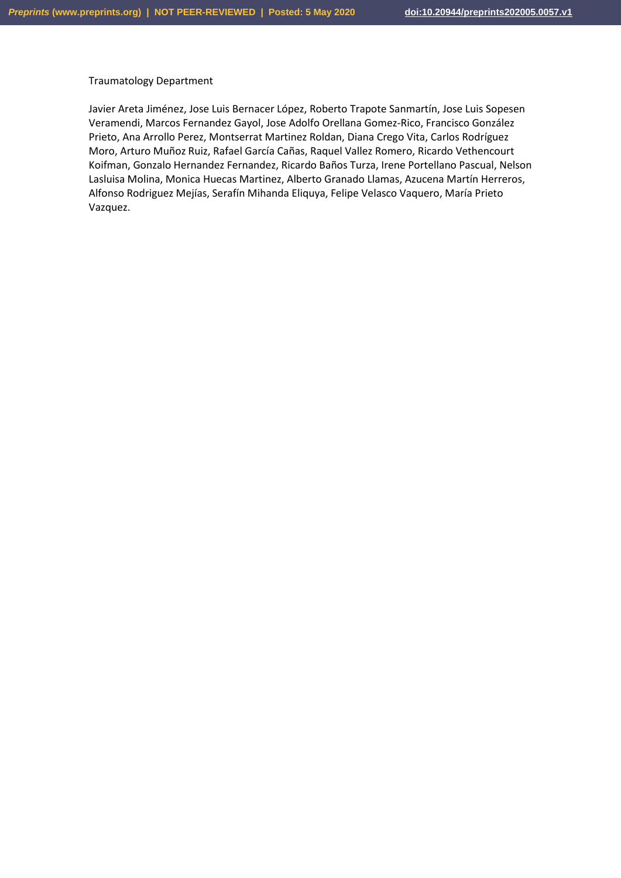Traumatology Department

Javier Areta Jiménez, Jose Luis Bernacer López, Roberto Trapote Sanmartín, Jose Luis Sopesen Veramendi, Marcos Fernandez Gayol, Jose Adolfo Orellana Gomez-Rico, Francisco González Prieto, Ana Arrollo Perez, Montserrat Martinez Roldan, Diana Crego Vita, Carlos Rodríguez Moro, Arturo Muñoz Ruiz, Rafael García Cañas, Raquel Vallez Romero, Ricardo Vethencourt Koifman, Gonzalo Hernandez Fernandez, Ricardo Baños Turza, Irene Portellano Pascual, Nelson Lasluisa Molina, Monica Huecas Martinez, Alberto Granado Llamas, Azucena Martín Herreros, Alfonso Rodriguez Mejías, Serafín Mihanda Eliquya, Felipe Velasco Vaquero, María Prieto Vazquez.